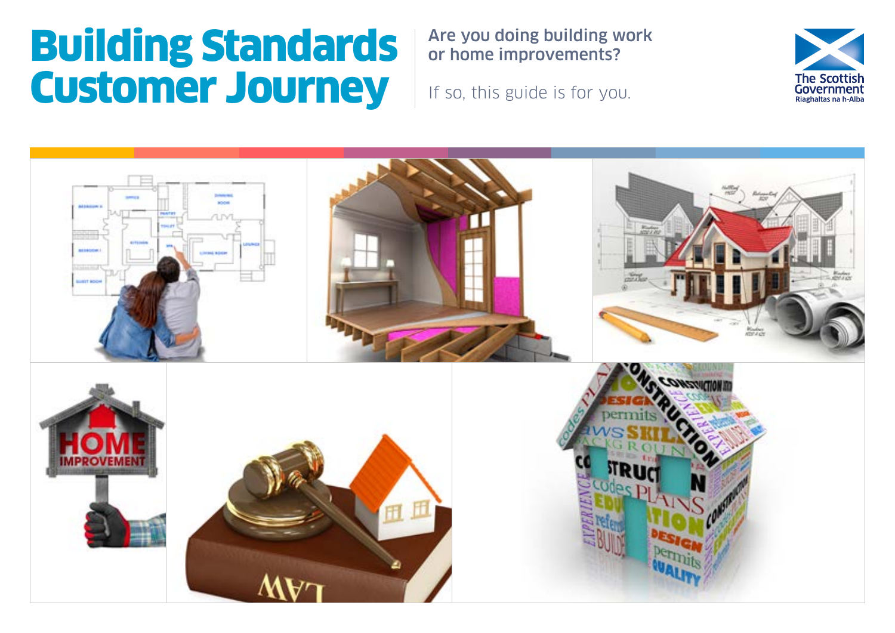# Building Standards Customer Journey

**Are you doing building work or home improvements?**

If so, this guide is for you.

The Scottish Government
Riaghaltas na h-Alba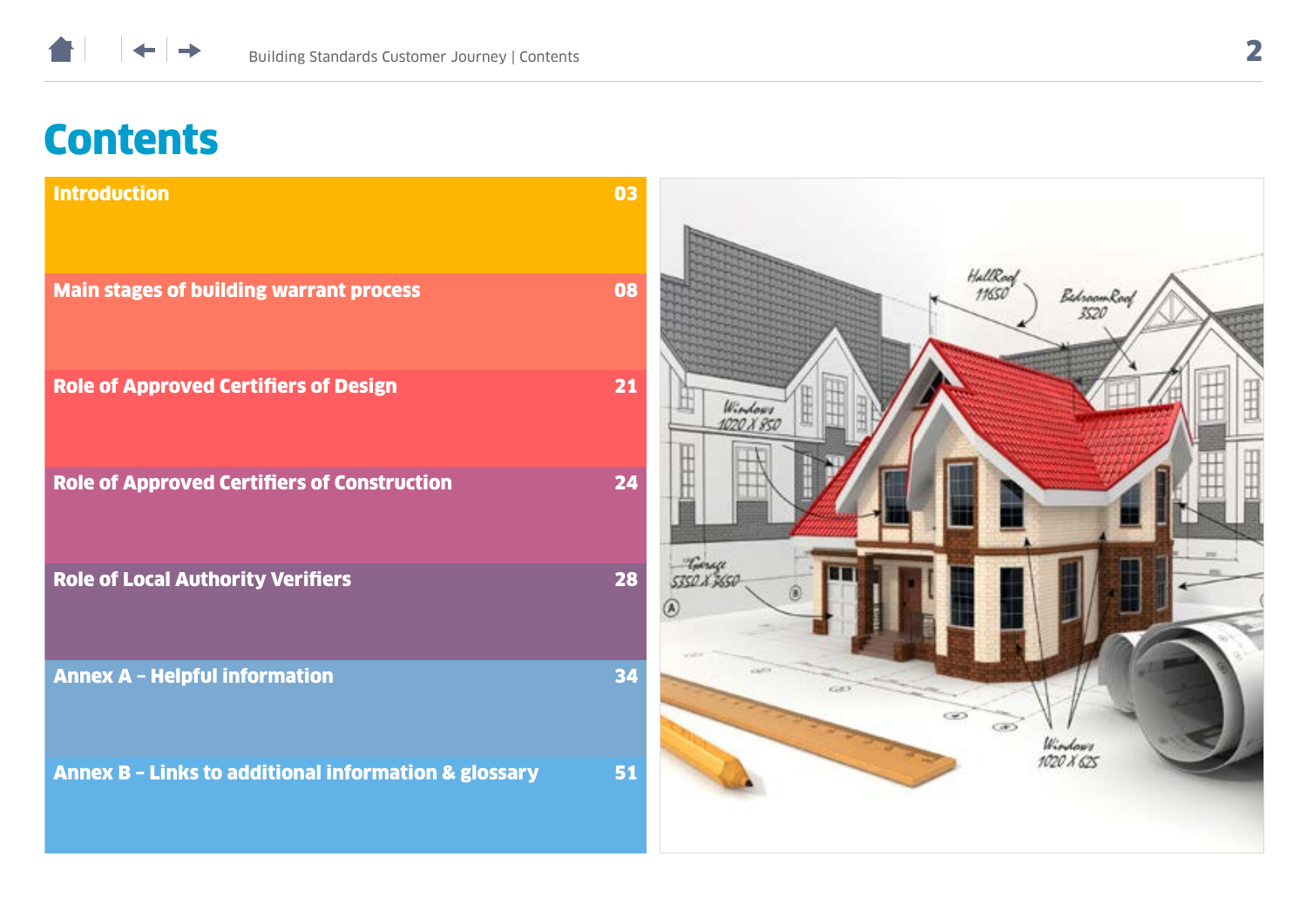# Contents

| Section | Page |
| --- | --- |
| Introduction | 03 |
| Main stages of building warrant process | 08 |
| Role of Approved Certifiers of Design | 21 |
| Role of Approved Certifiers of Construction | 24 |
| Role of Local Authority Verifiers | 28 |
| Annex A – Helpful information | 34 |
| Annex B – Links to additional information & glossary | 51 |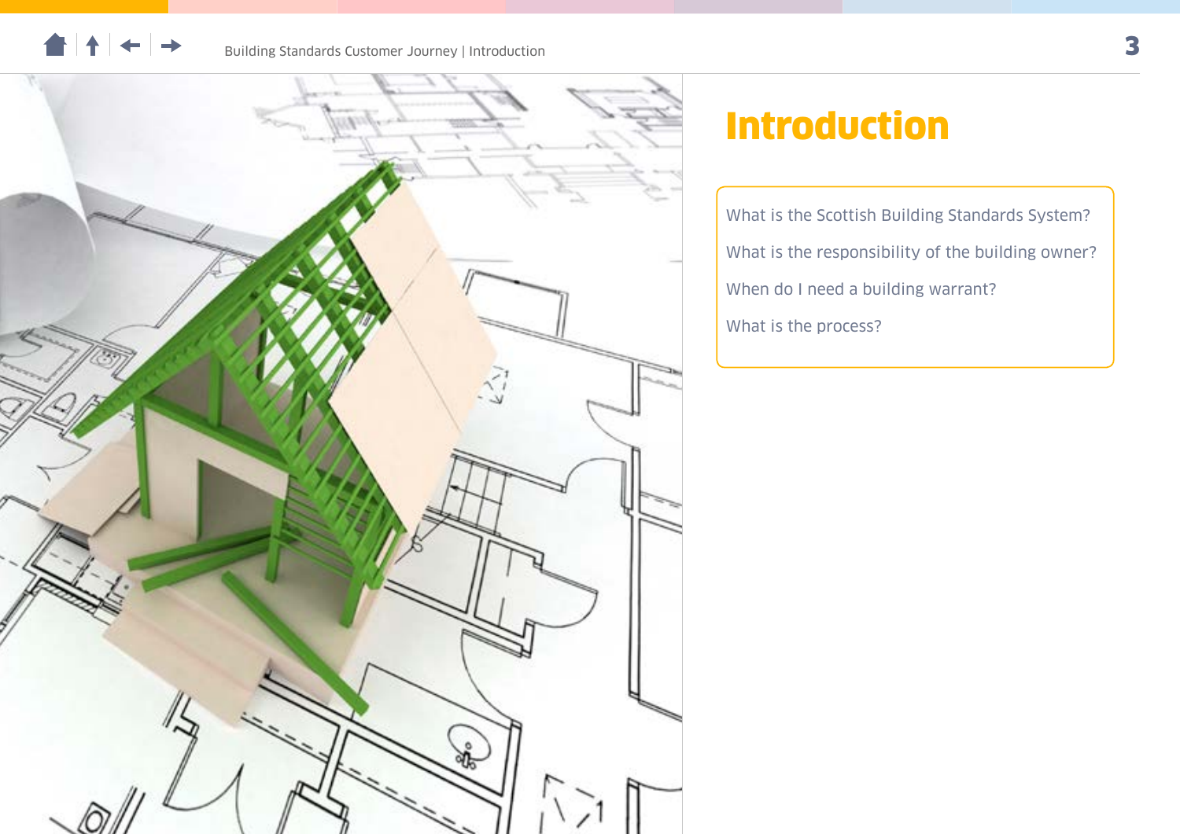# Introduction

What is the Scottish Building Standards System?

What is the responsibility of the building owner?

When do I need a building warrant?

What is the process?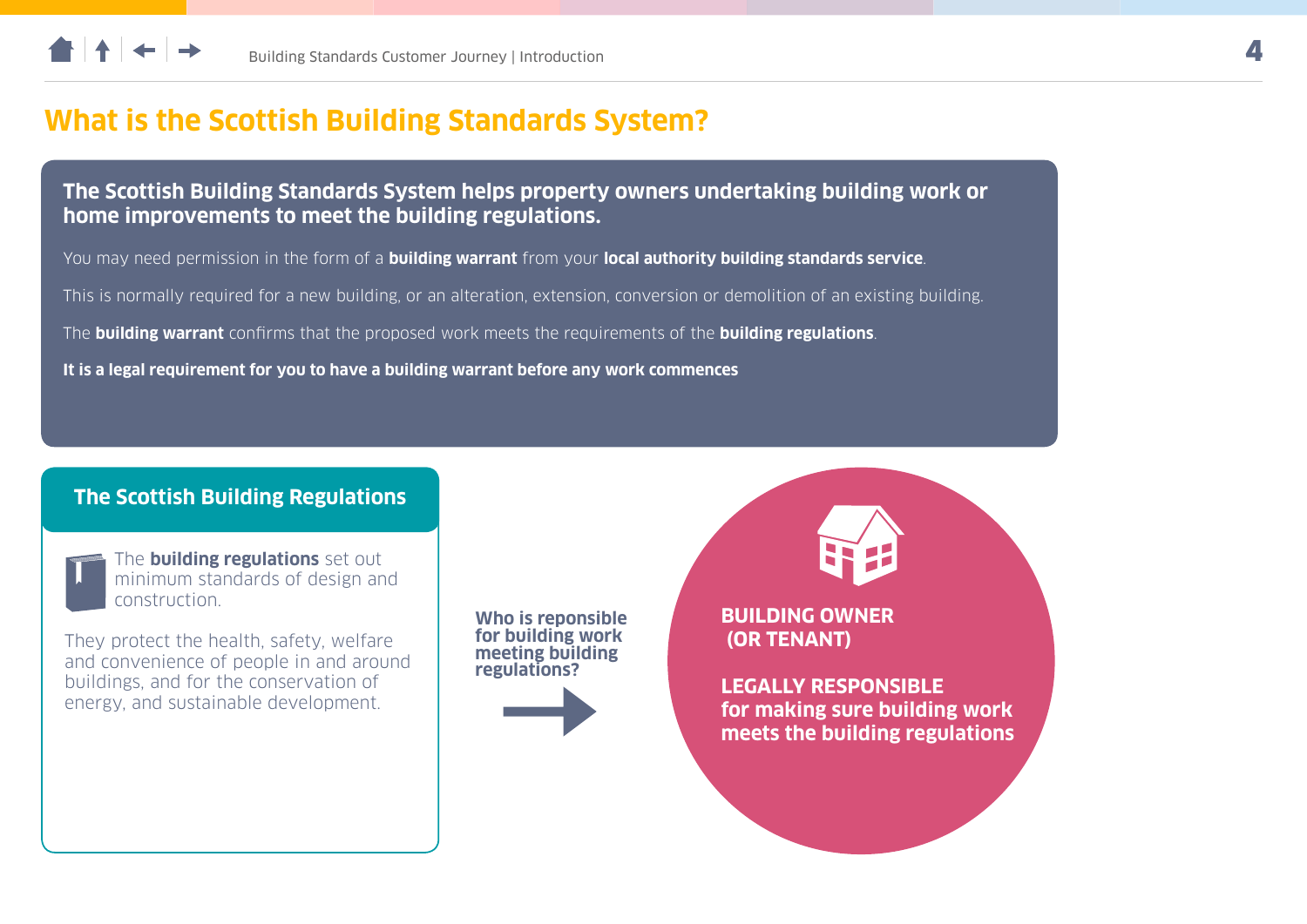# What is the Scottish Building Standards System?

**The Scottish Building Standards System helps property owners undertaking building work or home improvements to meet the building regulations.**

You may need permission in the form of a **building warrant** from your **local authority building standards service**.

This is normally required for a new building, or an alteration, extension, conversion or demolition of an existing building.

The **building warrant** confirms that the proposed work meets the requirements of the **building regulations**.

**It is a legal requirement for you to have a building warrant before any work commences**

## The Scottish Building Regulations

The **building regulations** set out minimum standards of design and construction.

They protect the health, safety, welfare and convenience of people in and around buildings, and for the conservation of energy, and sustainable development.

**Who is reponsible for building work meeting building regulations?**

**BUILDING OWNER (OR TENANT)**

**LEGALLY RESPONSIBLE for making sure building work meets the building regulations**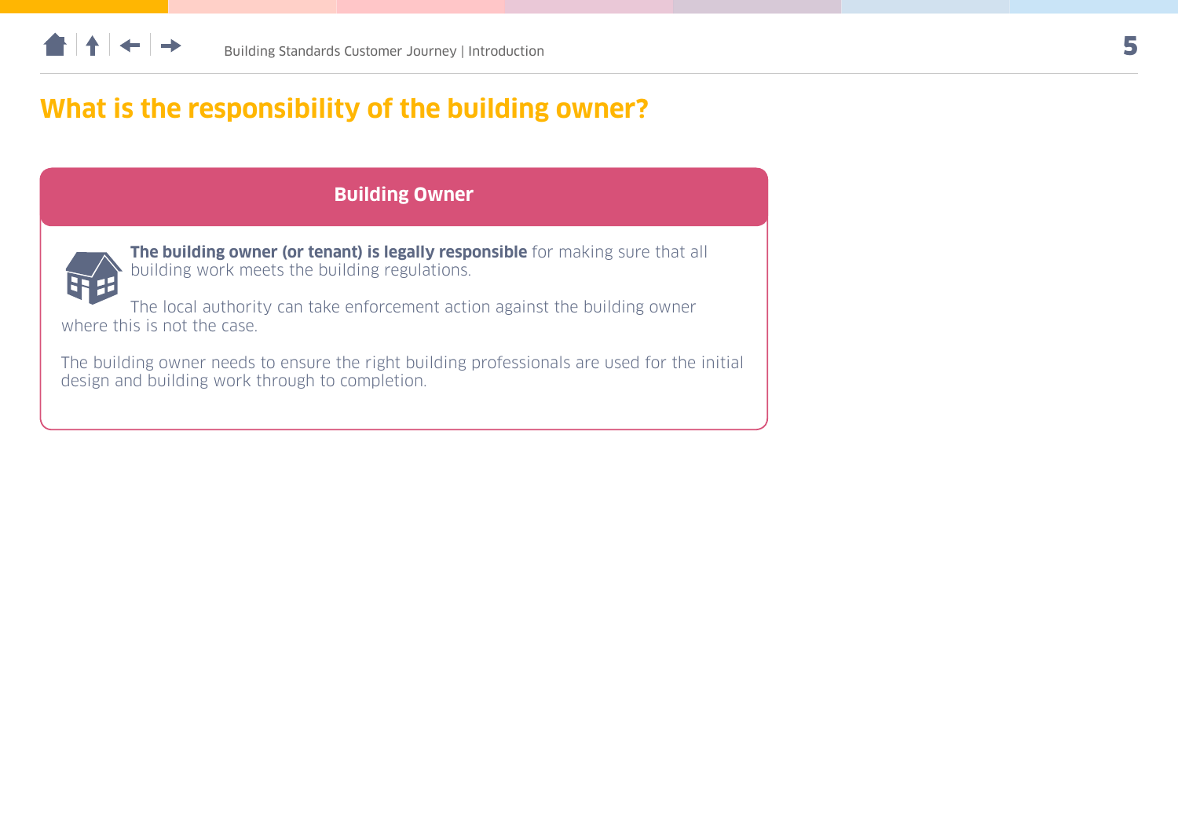# What is the responsibility of the building owner?

## Building Owner

**The building owner (or tenant) is legally responsible** for making sure that all building work meets the building regulations.

The local authority can take enforcement action against the building owner where this is not the case.

The building owner needs to ensure the right building professionals are used for the initial design and building work through to completion.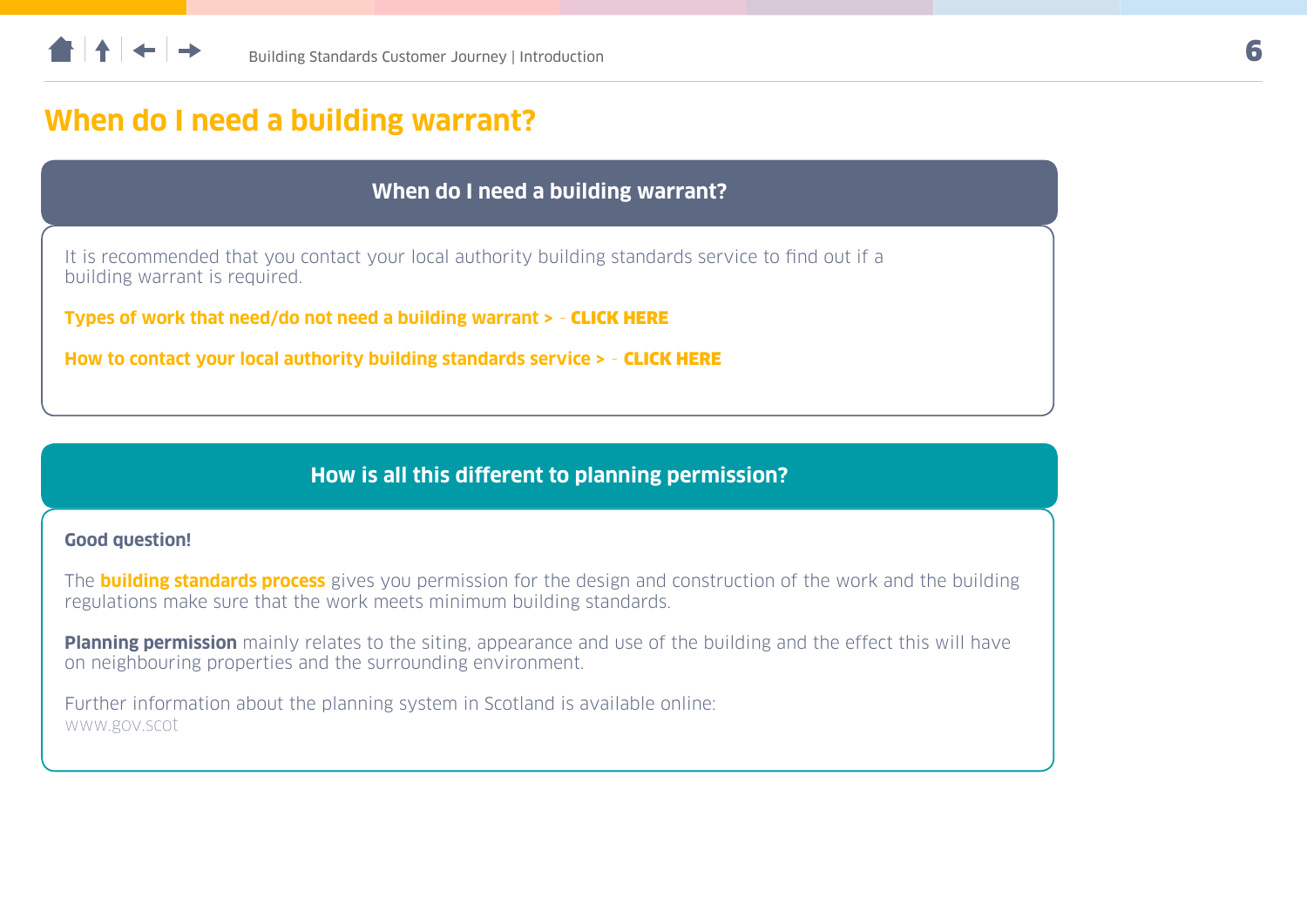# When do I need a building warrant?

## When do I need a building warrant?

It is recommended that you contact your local authority building standards service to find out if a building warrant is required.

**Types of work that need/do not need a building warrant >** - **CLICK HERE**

**How to contact your local authority building standards service >** - **CLICK HERE**

## How is all this different to planning permission?

**Good question!**

The **building standards process** gives you permission for the design and construction of the work and the building regulations make sure that the work meets minimum building standards.

**Planning permission** mainly relates to the siting, appearance and use of the building and the effect this will have on neighbouring properties and the surrounding environment.

Further information about the planning system in Scotland is available online:
www.gov.scot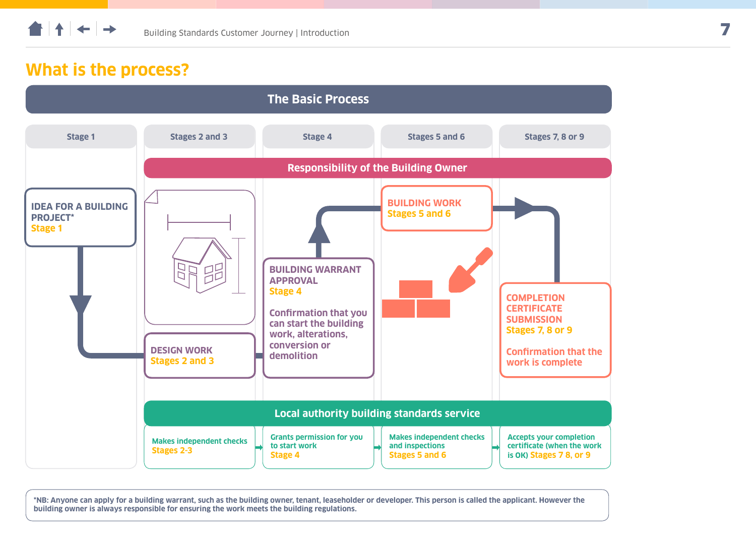## What is the process?

### The Basic Process

| Stage 1 | Stages 2 and 3 | Stage 4 | Stages 5 and 6 | Stages 7, 8 or 9 |
|---|---|---|---|---|

**Responsibility of the Building Owner**

**IDEA FOR A BUILDING PROJECT***
Stage 1

**DESIGN WORK**
Stages 2 and 3

**BUILDING WARRANT APPROVAL**
Stage 4

Confirmation that you can start the building work, alterations, conversion or demolition

**BUILDING WORK**
Stages 5 and 6

**COMPLETION CERTIFICATE SUBMISSION**
Stages 7, 8 or 9

Confirmation that the work is complete

**Local authority building standards service**

| Stages 2 and 3 | Stage 4 | Stages 5 and 6 | Stages 7, 8 or 9 |
|---|---|---|---|
| Makes independent checks Stages 2-3 | Grants permission for you to start work Stage 4 | Makes independent checks and inspections Stages 5 and 6 | Accepts your completion certificate (when the work is OK) Stages 7 8, or 9 |

*NB: Anyone can apply for a building warrant, such as the building owner, tenant, leaseholder or developer. This person is called the applicant. However the building owner is always responsible for ensuring the work meets the building regulations.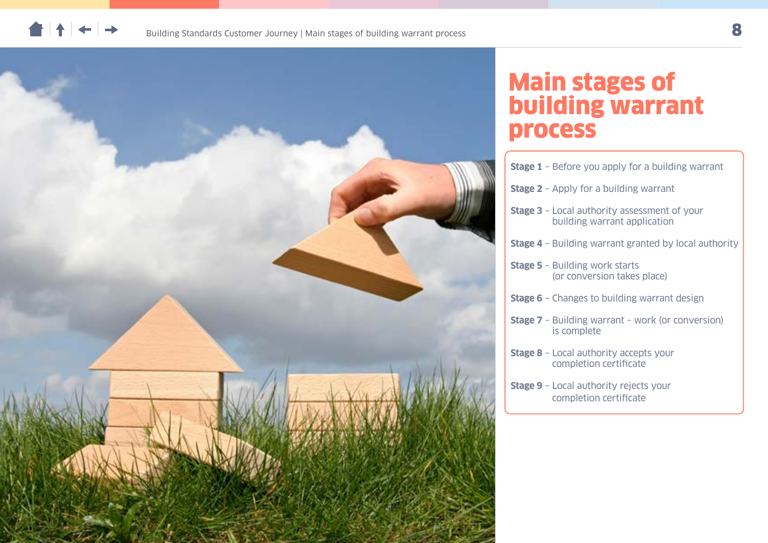# Main stages of building warrant process

**Stage 1** – Before you apply for a building warrant

**Stage 2** – Apply for a building warrant

**Stage 3** – Local authority assessment of your building warrant application

**Stage 4** – Building warrant granted by local authority

**Stage 5** – Building work starts (or conversion takes place)

**Stage 6** – Changes to building warrant design

**Stage 7** – Building warrant – work (or conversion) is complete

**Stage 8** – Local authority accepts your completion certificate

**Stage 9** – Local authority rejects your completion certificate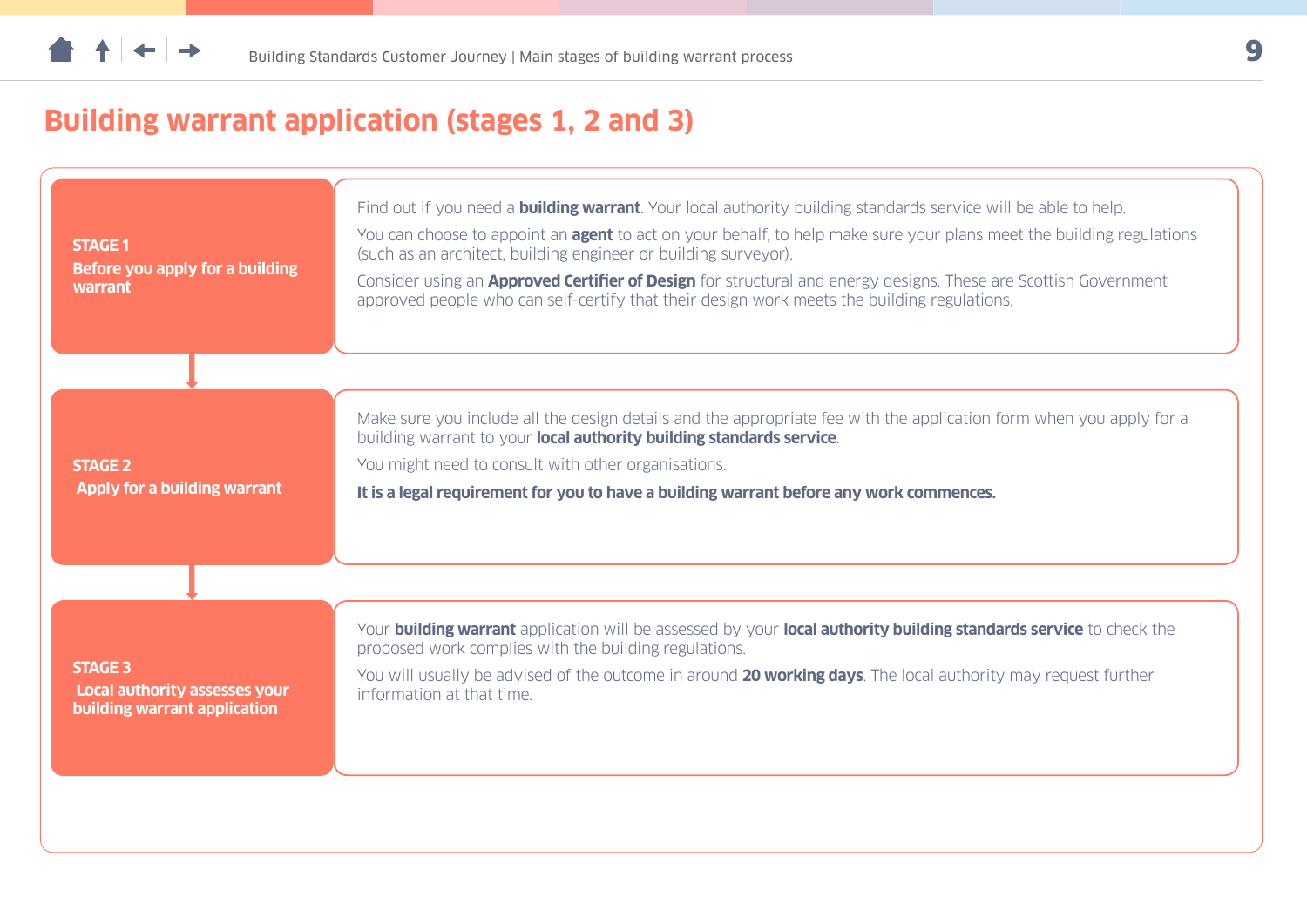# Building warrant application (stages 1, 2 and 3)

**STAGE 1**
**Before you apply for a building warrant**

Find out if you need a **building warrant**. Your local authority building standards service will be able to help.

You can choose to appoint an **agent** to act on your behalf, to help make sure your plans meet the building regulations (such as an architect, building engineer or building surveyor).

Consider using an **Approved Certifier of Design** for structural and energy designs. These are Scottish Government approved people who can self-certify that their design work meets the building regulations.

**STAGE 2**
**Apply for a building warrant**

Make sure you include all the design details and the appropriate fee with the application form when you apply for a building warrant to your **local authority building standards service**.

You might need to consult with other organisations.

**It is a legal requirement for you to have a building warrant before any work commences.**

**STAGE 3**
**Local authority assesses your building warrant application**

Your **building warrant** application will be assessed by your **local authority building standards service** to check the proposed work complies with the building regulations.

You will usually be advised of the outcome in around **20 working days**. The local authority may request further information at that time.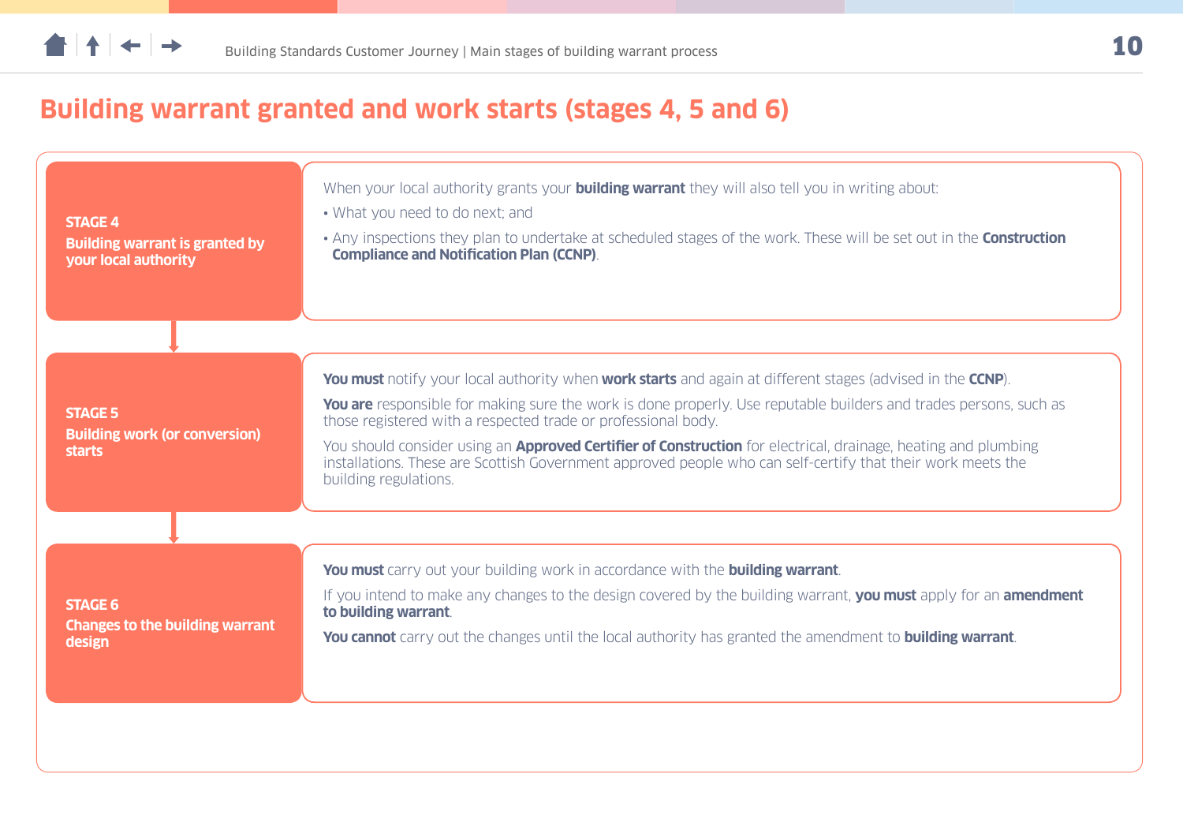# Building warrant granted and work starts (stages 4, 5 and 6)

### STAGE 4
**Building warrant is granted by your local authority**

When your local authority grants your **building warrant** they will also tell you in writing about:

- What you need to do next; and
- Any inspections they plan to undertake at scheduled stages of the work. These will be set out in the **Construction Compliance and Notification Plan (CCNP)**.

### STAGE 5
**Building work (or conversion) starts**

**You must** notify your local authority when **work starts** and again at different stages (advised in the **CCNP**).

**You are** responsible for making sure the work is done properly. Use reputable builders and trades persons, such as those registered with a respected trade or professional body.

You should consider using an **Approved Certifier of Construction** for electrical, drainage, heating and plumbing installations. These are Scottish Government approved people who can self-certify that their work meets the building regulations.

### STAGE 6
**Changes to the building warrant design**

**You must** carry out your building work in accordance with the **building warrant**.

If you intend to make any changes to the design covered by the building warrant, **you must** apply for an **amendment to building warrant**.

**You cannot** carry out the changes until the local authority has granted the amendment to **building warrant**.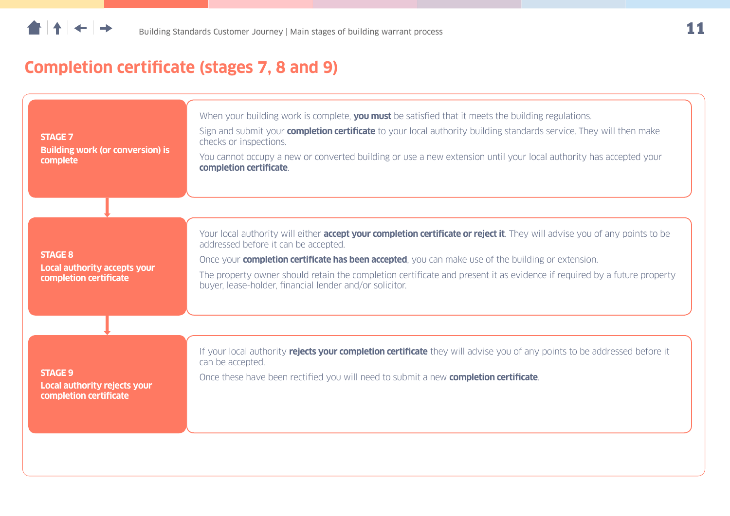# Completion certificate (stages 7, 8 and 9)

### STAGE 7
### Building work (or conversion) is complete

When your building work is complete, **you must** be satisfied that it meets the building regulations.

Sign and submit your **completion certificate** to your local authority building standards service. They will then make checks or inspections.

You cannot occupy a new or converted building or use a new extension until your local authority has accepted your **completion certificate**.

### STAGE 8
### Local authority accepts your completion certificate

Your local authority will either **accept your completion certificate or reject it**. They will advise you of any points to be addressed before it can be accepted.

Once your **completion certificate has been accepted**, you can make use of the building or extension.

The property owner should retain the completion certificate and present it as evidence if required by a future property buyer, lease-holder, financial lender and/or solicitor.

### STAGE 9
### Local authority rejects your completion certificate

If your local authority **rejects your completion certificate** they will advise you of any points to be addressed before it can be accepted.

Once these have been rectified you will need to submit a new **completion certificate**.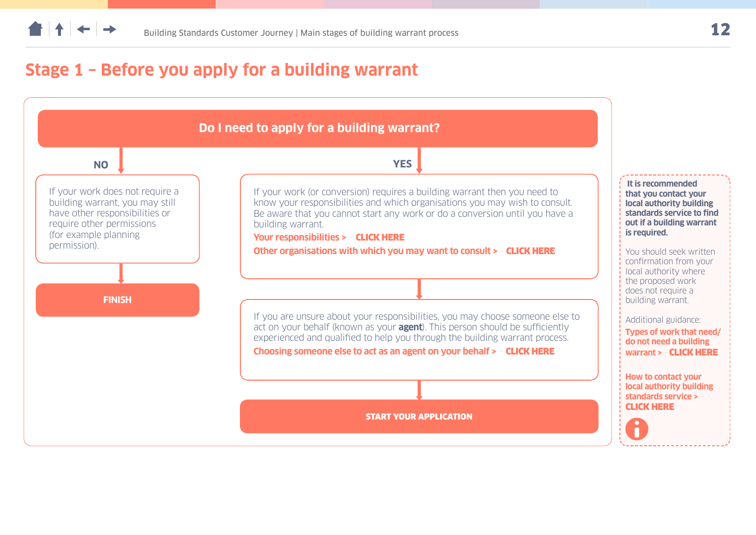# Stage 1 – Before you apply for a building warrant

## Do I need to apply for a building warrant?

**NO**

If your work does not require a building warrant, you may still have other responsibilities or require other permissions (for example planning permission).

**FINISH**

**YES**

If your work (or conversion) requires a building warrant then you need to know your responsibilities and which organisations you may wish to consult. Be aware that you cannot start any work or do a conversion until you have a building warrant.

**Your responsibilities > CLICK HERE**

**Other organisations with which you may want to consult > CLICK HERE**

If you are unsure about your responsibilities, you may choose someone else to act on your behalf (known as your **agent**). This person should be sufficiently experienced and qualified to help you through the building warrant process.

**Choosing someone else to act as an agent on your behalf > CLICK HERE**

**START YOUR APPLICATION**

---

**It is recommended that you contact your local authority building standards service to find out if a building warrant is required.**

You should seek written confirmation from your local authority where the proposed work does not require a building warrant.

Additional guidance:

**Types of work that need/do not need a building warrant > CLICK HERE**

**How to contact your local authority building standards service > CLICK HERE**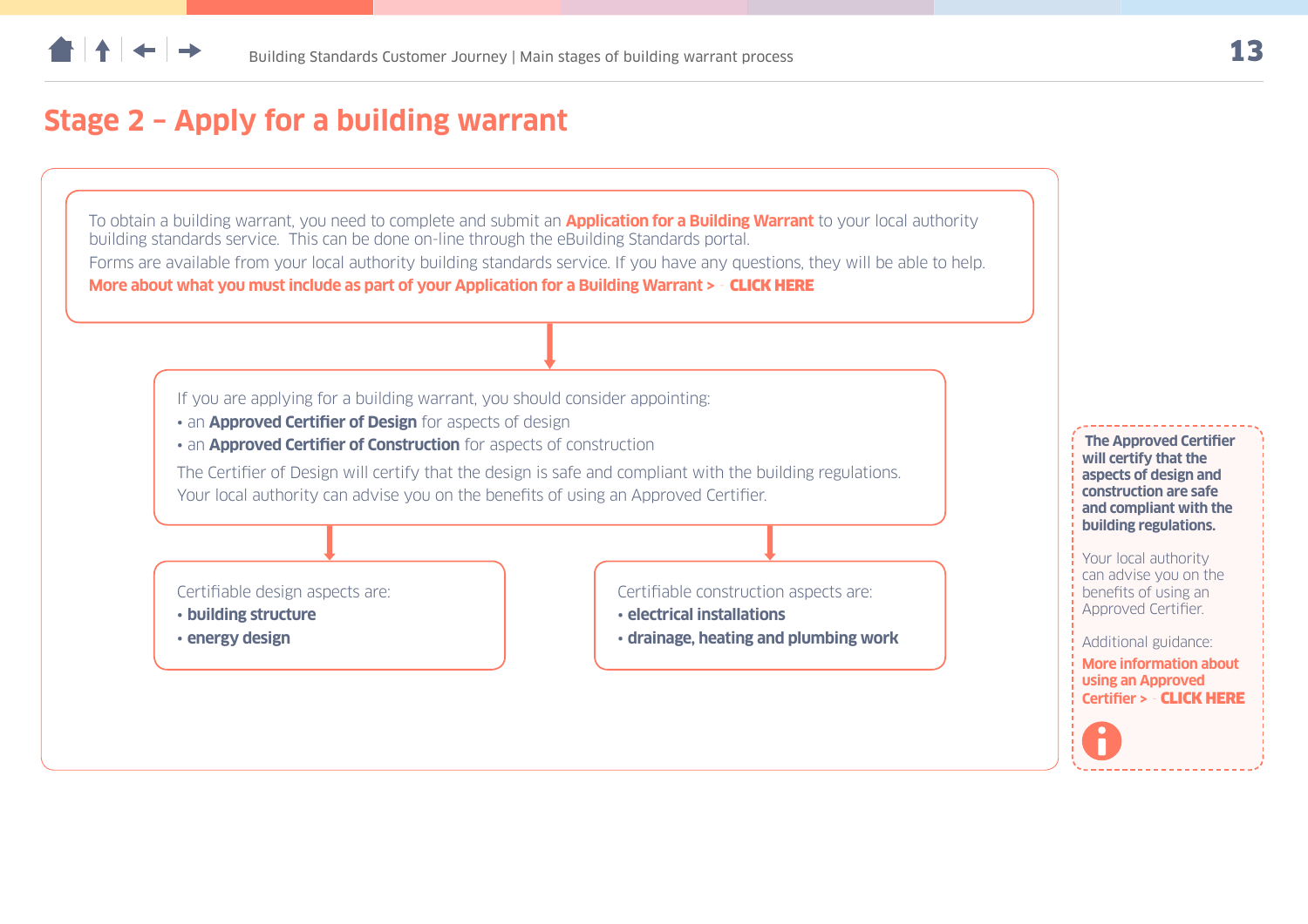## Stage 2 – Apply for a building warrant

To obtain a building warrant, you need to complete and submit an **Application for a Building Warrant** to your local authority building standards service. This can be done on-line through the eBuilding Standards portal.

Forms are available from your local authority building standards service. If you have any questions, they will be able to help.

**More about what you must include as part of your Application for a Building Warrant > CLICK HERE**

If you are applying for a building warrant, you should consider appointing:

- an **Approved Certifier of Design** for aspects of design
- an **Approved Certifier of Construction** for aspects of construction

The Certifier of Design will certify that the design is safe and compliant with the building regulations. Your local authority can advise you on the benefits of using an Approved Certifier.

Certifiable design aspects are:

- **building structure**
- **energy design**

Certifiable construction aspects are:

- **electrical installations**
- **drainage, heating and plumbing work**

**The Approved Certifier will certify that the aspects of design and construction are safe and compliant with the building regulations.**

Your local authority can advise you on the benefits of using an Approved Certifier.

Additional guidance:

**More information about using an Approved Certifier > CLICK HERE**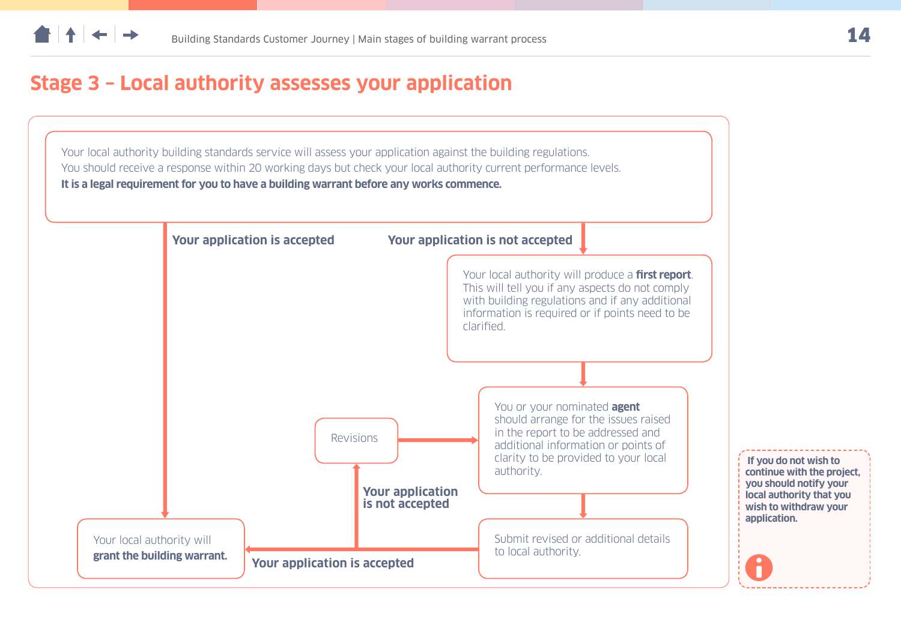# Stage 3 – Local authority assesses your application

Your local authority building standards service will assess your application against the building regulations.
You should receive a response within 20 working days but check your local authority current performance levels.
**It is a legal requirement for you to have a building warrant before any works commence.**

**Your application is accepted**

**Your application is not accepted**

Your local authority will produce a **first report**. This will tell you if any aspects do not comply with building regulations and if any additional information is required or if points need to be clarified.

You or your nominated **agent** should arrange for the issues raised in the report to be addressed and additional information or points of clarity to be provided to your local authority.

Revisions

**Your application is not accepted**

Submit revised or additional details to local authority.

**Your application is accepted**

Your local authority will **grant the building warrant.**

**If you do not wish to continue with the project, you should notify your local authority that you wish to withdraw your application.**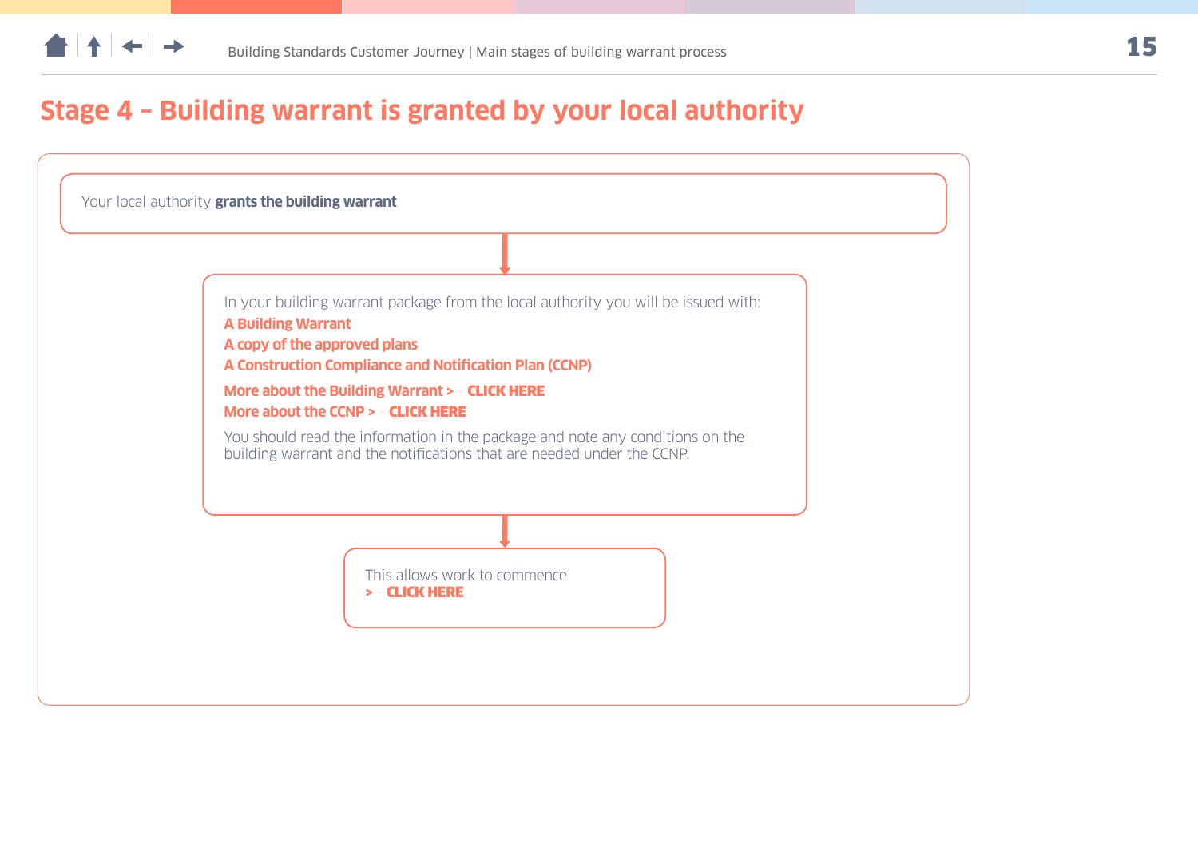## Stage 4 – Building warrant is granted by your local authority

Your local authority **grants the building warrant**

In your building warrant package from the local authority you will be issued with:

**A Building Warrant**

**A copy of the approved plans**

**A Construction Compliance and Notification Plan (CCNP)**

**More about the Building Warrant > CLICK HERE**

**More about the CCNP > CLICK HERE**

You should read the information in the package and note any conditions on the building warrant and the notifications that are needed under the CCNP.

This allows work to commence

**> CLICK HERE**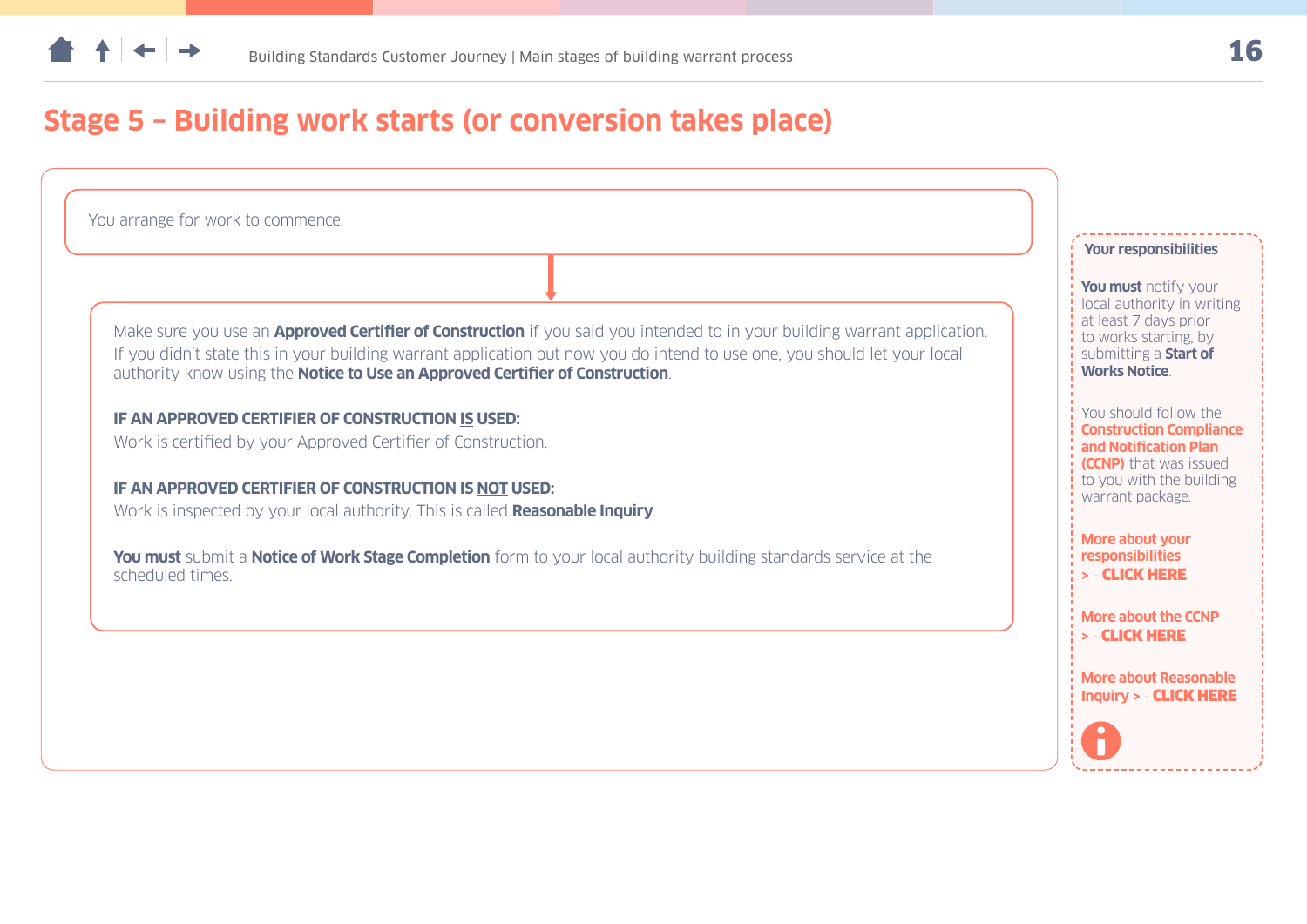# Stage 5 – Building work starts (or conversion takes place)

You arrange for work to commence.

Make sure you use an **Approved Certifier of Construction** if you said you intended to in your building warrant application. If you didn't state this in your building warrant application but now you do intend to use one, you should let your local authority know using the **Notice to Use an Approved Certifier of Construction**.

**IF AN APPROVED CERTIFIER OF CONSTRUCTION IS USED:**
Work is certified by your Approved Certifier of Construction.

**IF AN APPROVED CERTIFIER OF CONSTRUCTION IS NOT USED:**
Work is inspected by your local authority. This is called **Reasonable Inquiry**.

**You must** submit a **Notice of Work Stage Completion** form to your local authority building standards service at the scheduled times.

**Your responsibilities**

**You must** notify your local authority in writing at least 7 days prior to works starting, by submitting a **Start of Works Notice**.

You should follow the **Construction Compliance and Notification Plan (CCNP)** that was issued to you with the building warrant package.

**More about your responsibilities > CLICK HERE**

**More about the CCNP > CLICK HERE**

**More about Reasonable Inquiry > CLICK HERE**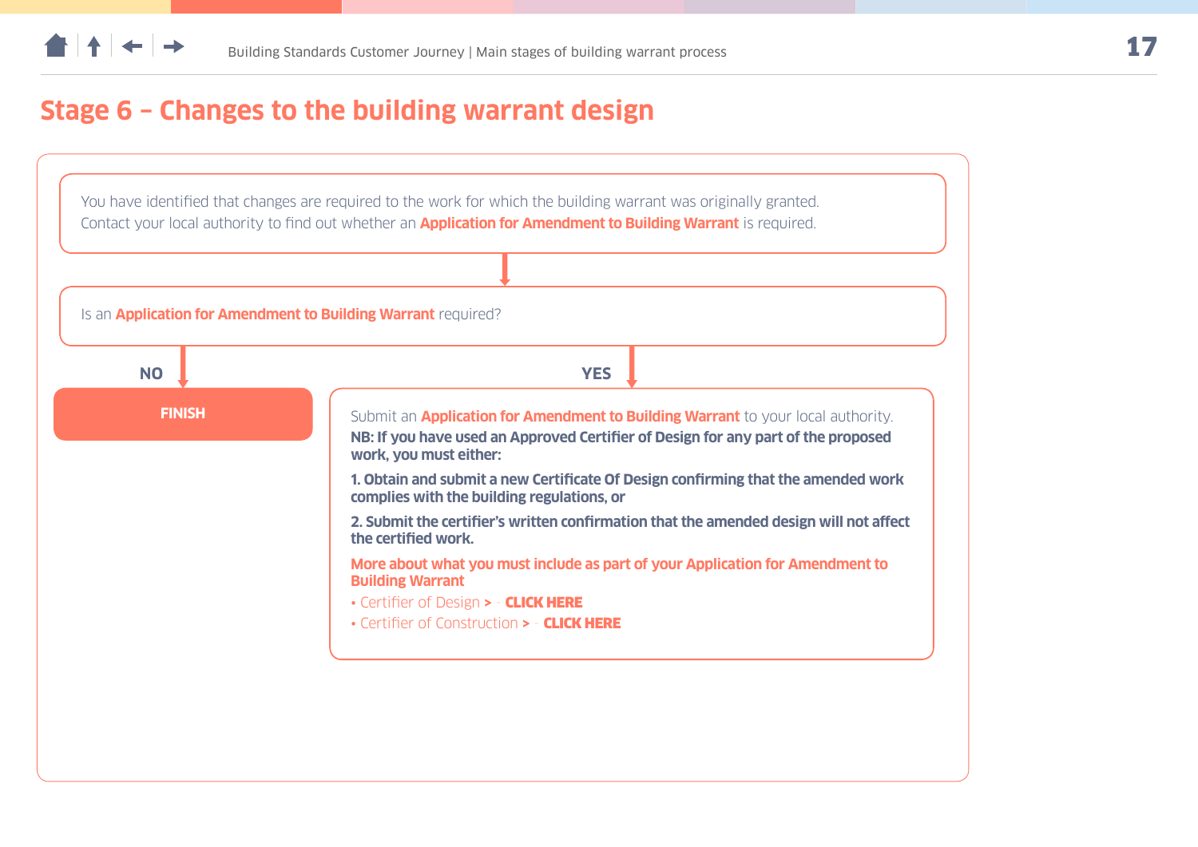# Stage 6 – Changes to the building warrant design

You have identified that changes are required to the work for which the building warrant was originally granted. Contact your local authority to find out whether an **Application for Amendment to Building Warrant** is required.

Is an **Application for Amendment to Building Warrant** required?

**NO**

**FINISH**

**YES**

Submit an **Application for Amendment to Building Warrant** to your local authority.

**NB: If you have used an Approved Certifier of Design for any part of the proposed work, you must either:**

**1. Obtain and submit a new Certificate Of Design confirming that the amended work complies with the building regulations, or**

**2. Submit the certifier's written confirmation that the amended design will not affect the certified work.**

**More about what you must include as part of your Application for Amendment to Building Warrant**

- Certifier of Design **> CLICK HERE**
- Certifier of Construction **> CLICK HERE**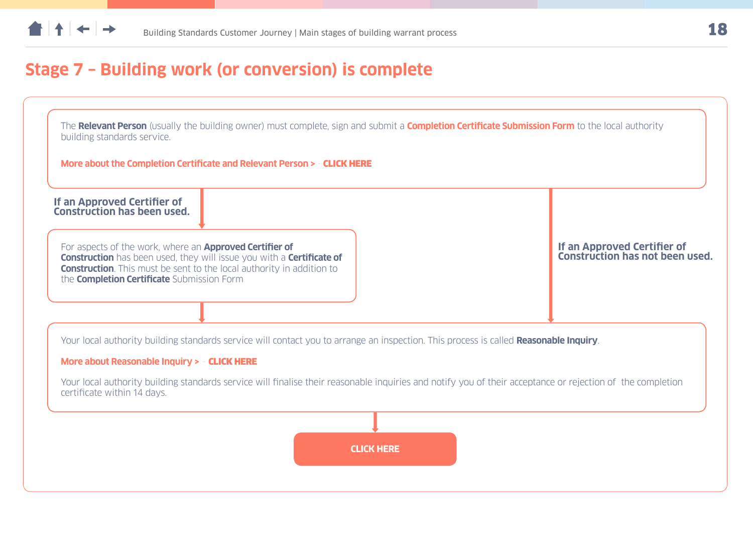## Stage 7 – Building work (or conversion) is complete

The **Relevant Person** (usually the building owner) must complete, sign and submit a **Completion Certificate Submission Form** to the local authority building standards service.

**More about the Completion Certificate and Relevant Person > CLICK HERE**

**If an Approved Certifier of Construction has been used.**

For aspects of the work, where an **Approved Certifier of Construction** has been used, they will issue you with a **Certificate of Construction**. This must be sent to the local authority in addition to the **Completion Certificate** Submission Form

**If an Approved Certifier of Construction has not been used.**

Your local authority building standards service will contact you to arrange an inspection. This process is called **Reasonable Inquiry**.

**More about Reasonable Inquiry > CLICK HERE**

Your local authority building standards service will finalise their reasonable inquiries and notify you of their acceptance or rejection of the completion certificate within 14 days.

**CLICK HERE**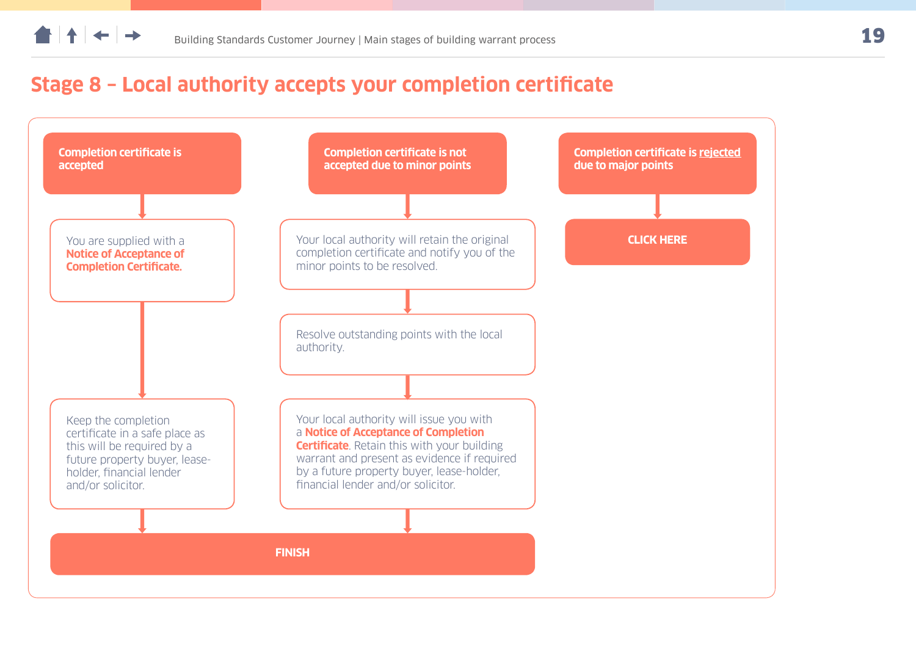## Stage 8 – Local authority accepts your completion certificate

### Completion certificate is accepted

You are supplied with a **Notice of Acceptance of Completion Certificate.**

Keep the completion certificate in a safe place as this will be required by a future property buyer, lease-holder, financial lender and/or solicitor.

### Completion certificate is not accepted due to minor points

Your local authority will retain the original completion certificate and notify you of the minor points to be resolved.

Resolve outstanding points with the local authority.

Your local authority will issue you with a **Notice of Acceptance of Completion Certificate**. Retain this with your building warrant and present as evidence if required by a future property buyer, lease-holder, financial lender and/or solicitor.

**FINISH**

### Completion certificate is rejected due to major points

**CLICK HERE**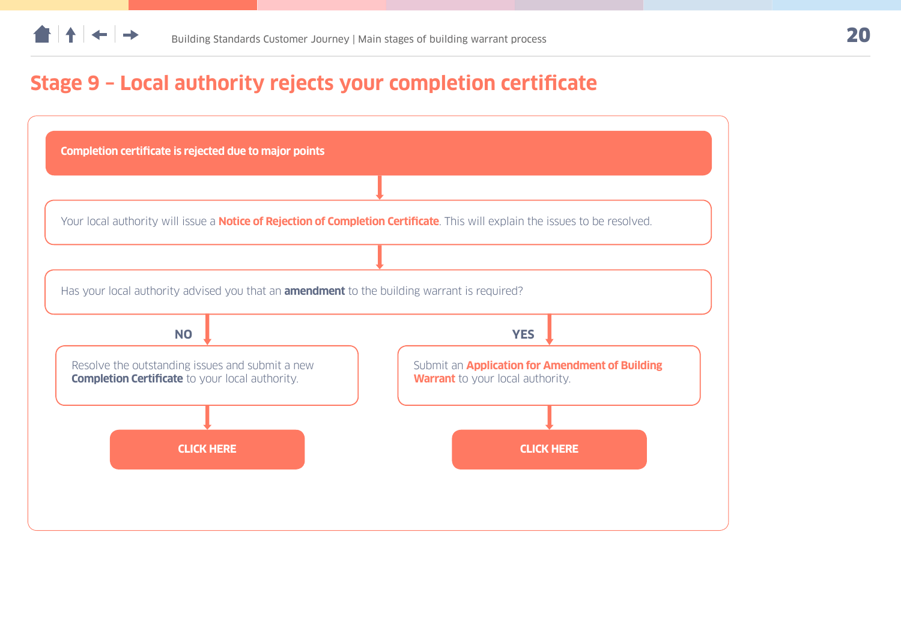# Stage 9 – Local authority rejects your completion certificate

**Completion certificate is rejected due to major points**

Your local authority will issue a **Notice of Rejection of Completion Certificate**. This will explain the issues to be resolved.

Has your local authority advised you that an **amendment** to the building warrant is required?

**NO**

Resolve the outstanding issues and submit a new **Completion Certificate** to your local authority.

CLICK HERE

**YES**

Submit an **Application for Amendment of Building Warrant** to your local authority.

CLICK HERE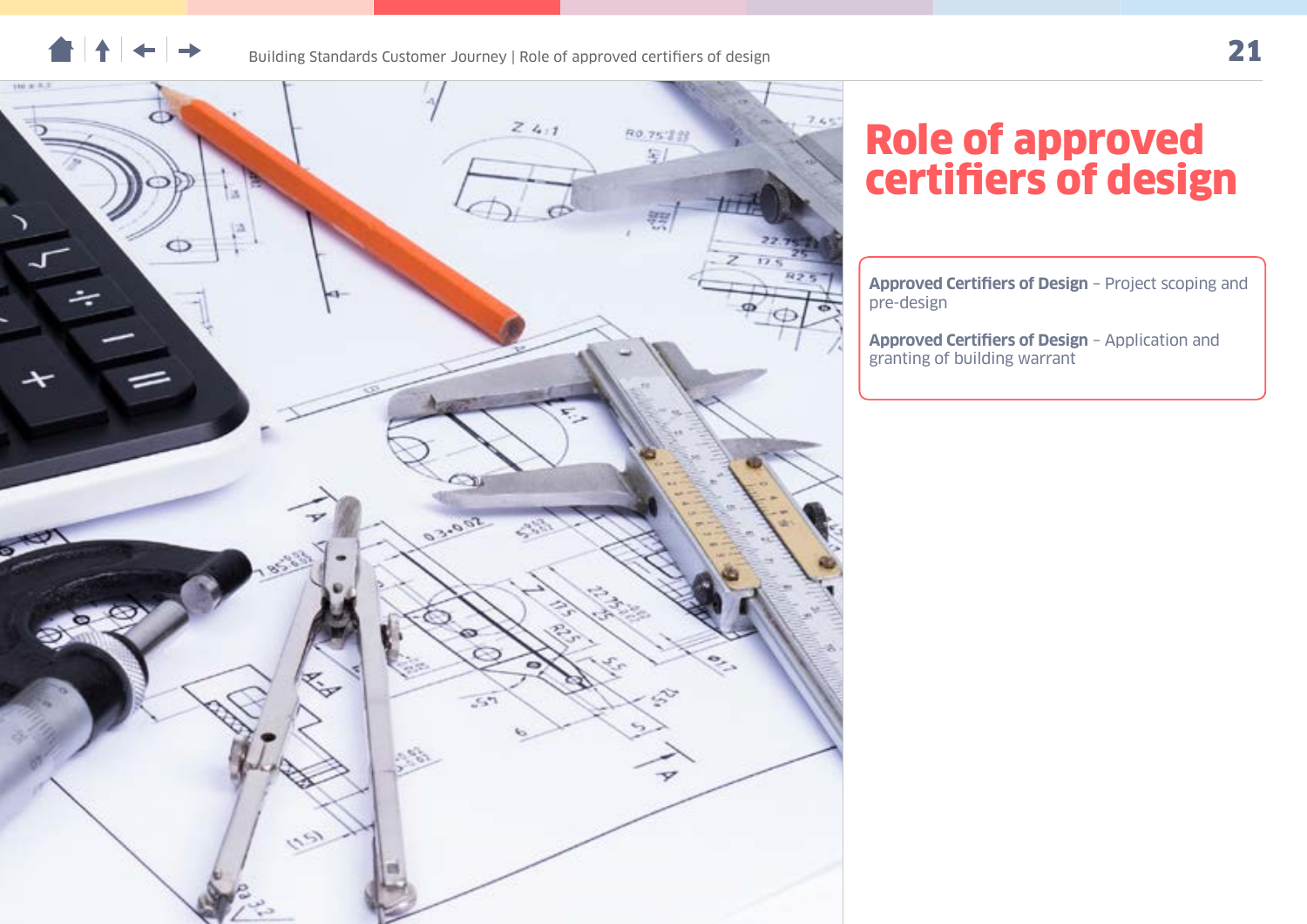# Role of approved certifiers of design

**Approved Certifiers of Design** – Project scoping and pre-design

**Approved Certifiers of Design** – Application and granting of building warrant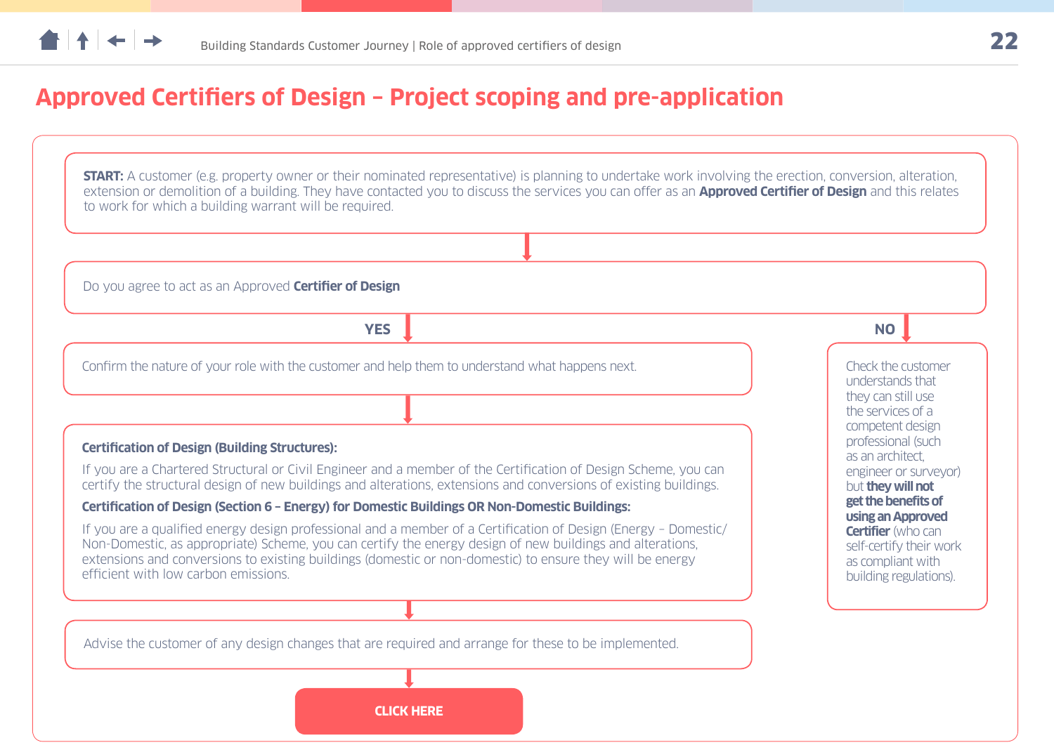# Approved Certifiers of Design – Project scoping and pre-application

**START:** A customer (e.g. property owner or their nominated representative) is planning to undertake work involving the erection, conversion, alteration, extension or demolition of a building. They have contacted you to discuss the services you can offer as an **Approved Certifier of Design** and this relates to work for which a building warrant will be required.

Do you agree to act as an Approved **Certifier of Design**

**YES**

Confirm the nature of your role with the customer and help them to understand what happens next.

**Certification of Design (Building Structures):**

If you are a Chartered Structural or Civil Engineer and a member of the Certification of Design Scheme, you can certify the structural design of new buildings and alterations, extensions and conversions of existing buildings.

**Certification of Design (Section 6 – Energy) for Domestic Buildings OR Non-Domestic Buildings:**

If you are a qualified energy design professional and a member of a Certification of Design (Energy – Domestic/ Non-Domestic, as appropriate) Scheme, you can certify the energy design of new buildings and alterations, extensions and conversions to existing buildings (domestic or non-domestic) to ensure they will be energy efficient with low carbon emissions.

Advise the customer of any design changes that are required and arrange for these to be implemented.

**CLICK HERE**

**NO**

Check the customer understands that they can still use the services of a competent design professional (such as an architect, engineer or surveyor) but **they will not get the benefits of using an Approved Certifier** (who can self-certify their work as compliant with building regulations).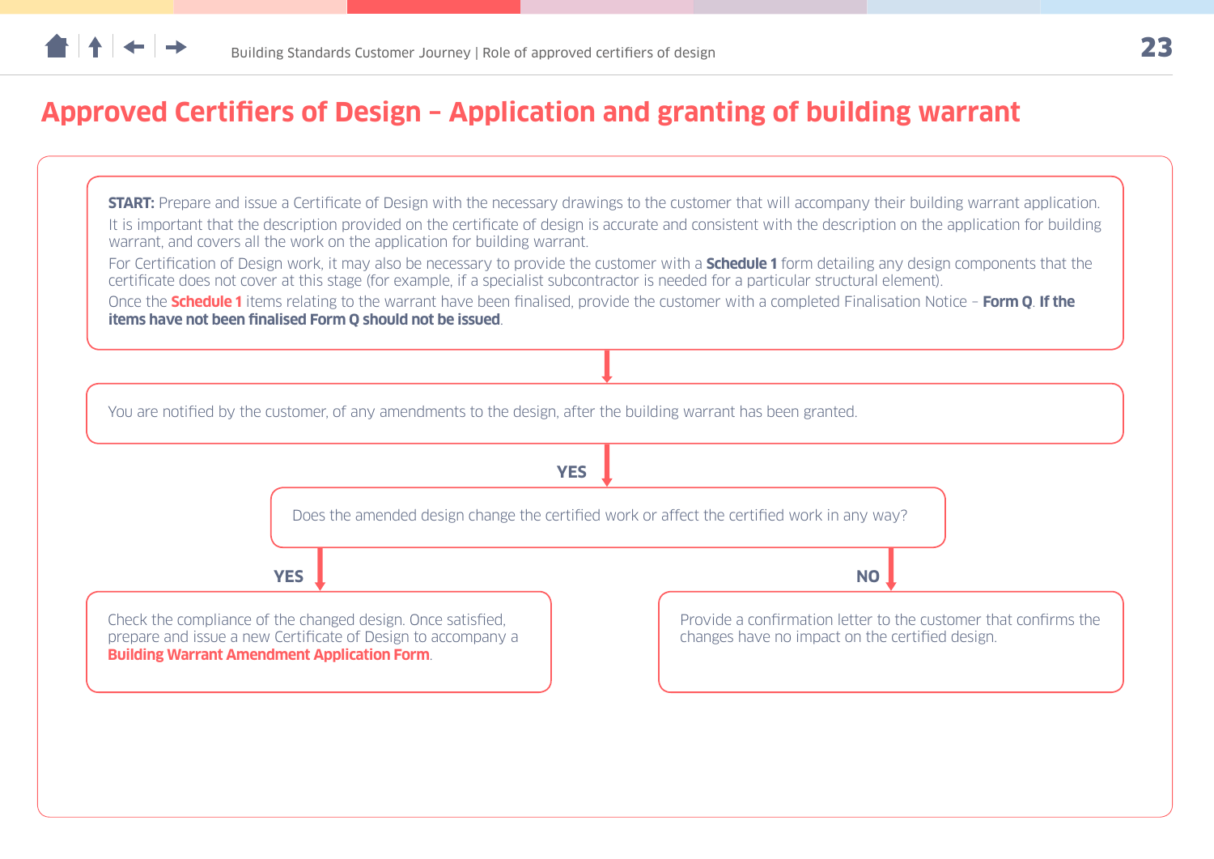# Approved Certifiers of Design – Application and granting of building warrant

**START:** Prepare and issue a Certificate of Design with the necessary drawings to the customer that will accompany their building warrant application.

It is important that the description provided on the certificate of design is accurate and consistent with the description on the application for building warrant, and covers all the work on the application for building warrant.

For Certification of Design work, it may also be necessary to provide the customer with a **Schedule 1** form detailing any design components that the certificate does not cover at this stage (for example, if a specialist subcontractor is needed for a particular structural element).

Once the **Schedule 1** items relating to the warrant have been finalised, provide the customer with a completed Finalisation Notice – **Form Q**. **If the items have not been finalised Form Q should not be issued**.

↓

You are notified by the customer, of any amendments to the design, after the building warrant has been granted.

↓ **YES**

Does the amended design change the certified work or affect the certified work in any way?

**YES** → Check the compliance of the changed design. Once satisfied, prepare and issue a new Certificate of Design to accompany a **Building Warrant Amendment Application Form**.

**NO** → Provide a confirmation letter to the customer that confirms the changes have no impact on the certified design.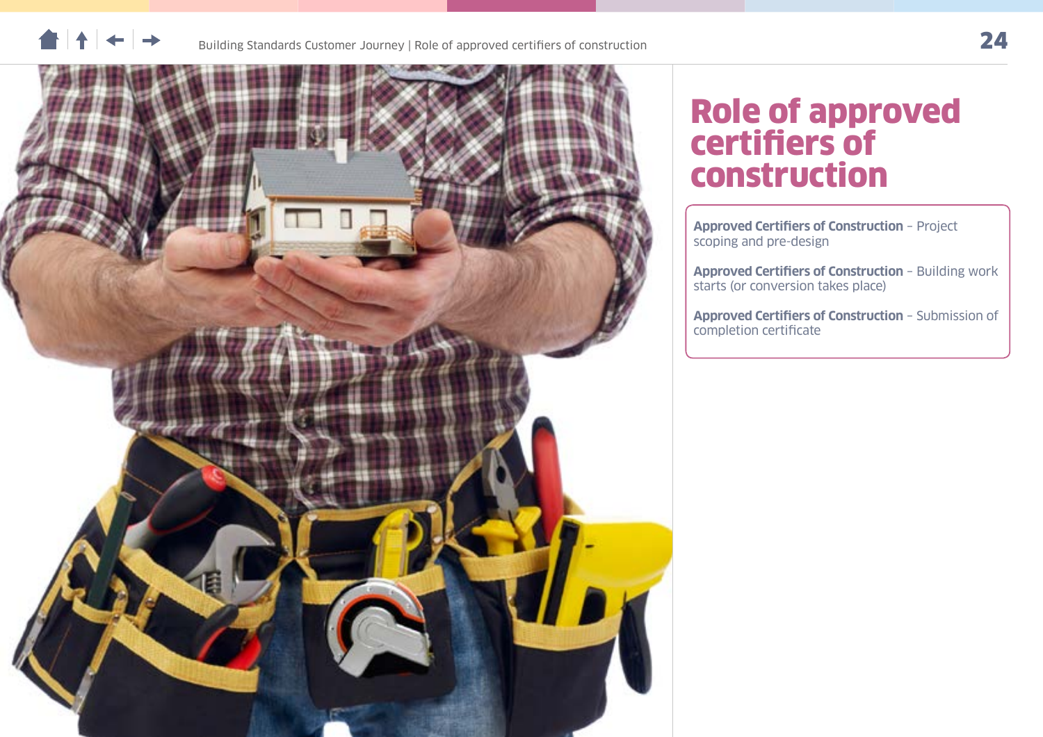# Role of approved certifiers of construction

**Approved Certifiers of Construction** – Project scoping and pre-design

**Approved Certifiers of Construction** – Building work starts (or conversion takes place)

**Approved Certifiers of Construction** – Submission of completion certificate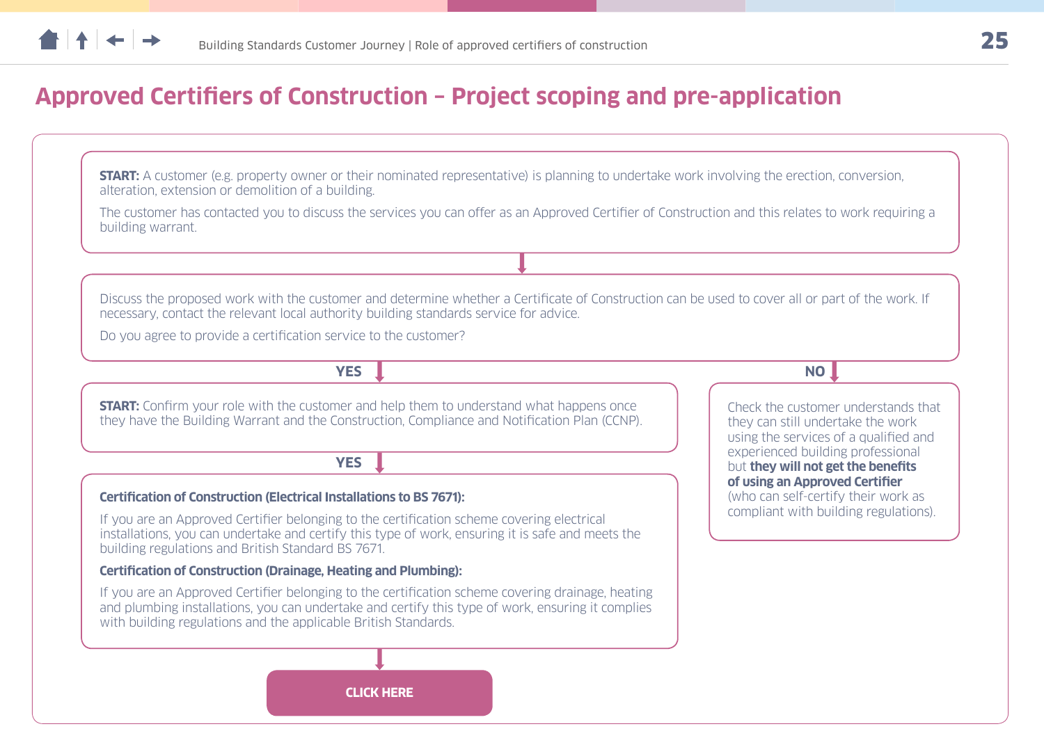# Approved Certifiers of Construction – Project scoping and pre-application

**START:** A customer (e.g. property owner or their nominated representative) is planning to undertake work involving the erection, conversion, alteration, extension or demolition of a building.

The customer has contacted you to discuss the services you can offer as an Approved Certifier of Construction and this relates to work requiring a building warrant.

Discuss the proposed work with the customer and determine whether a Certificate of Construction can be used to cover all or part of the work. If necessary, contact the relevant local authority building standards service for advice.

Do you agree to provide a certification service to the customer?

**YES**

**START:** Confirm your role with the customer and help them to understand what happens once they have the Building Warrant and the Construction, Compliance and Notification Plan (CCNP).

**YES**

**Certification of Construction (Electrical Installations to BS 7671):**

If you are an Approved Certifier belonging to the certification scheme covering electrical installations, you can undertake and certify this type of work, ensuring it is safe and meets the building regulations and British Standard BS 7671.

**Certification of Construction (Drainage, Heating and Plumbing):**

If you are an Approved Certifier belonging to the certification scheme covering drainage, heating and plumbing installations, you can undertake and certify this type of work, ensuring it complies with building regulations and the applicable British Standards.

**CLICK HERE**

**NO**

Check the customer understands that they can still undertake the work using the services of a qualified and experienced building professional but **they will not get the benefits of using an Approved Certifier** (who can self-certify their work as compliant with building regulations).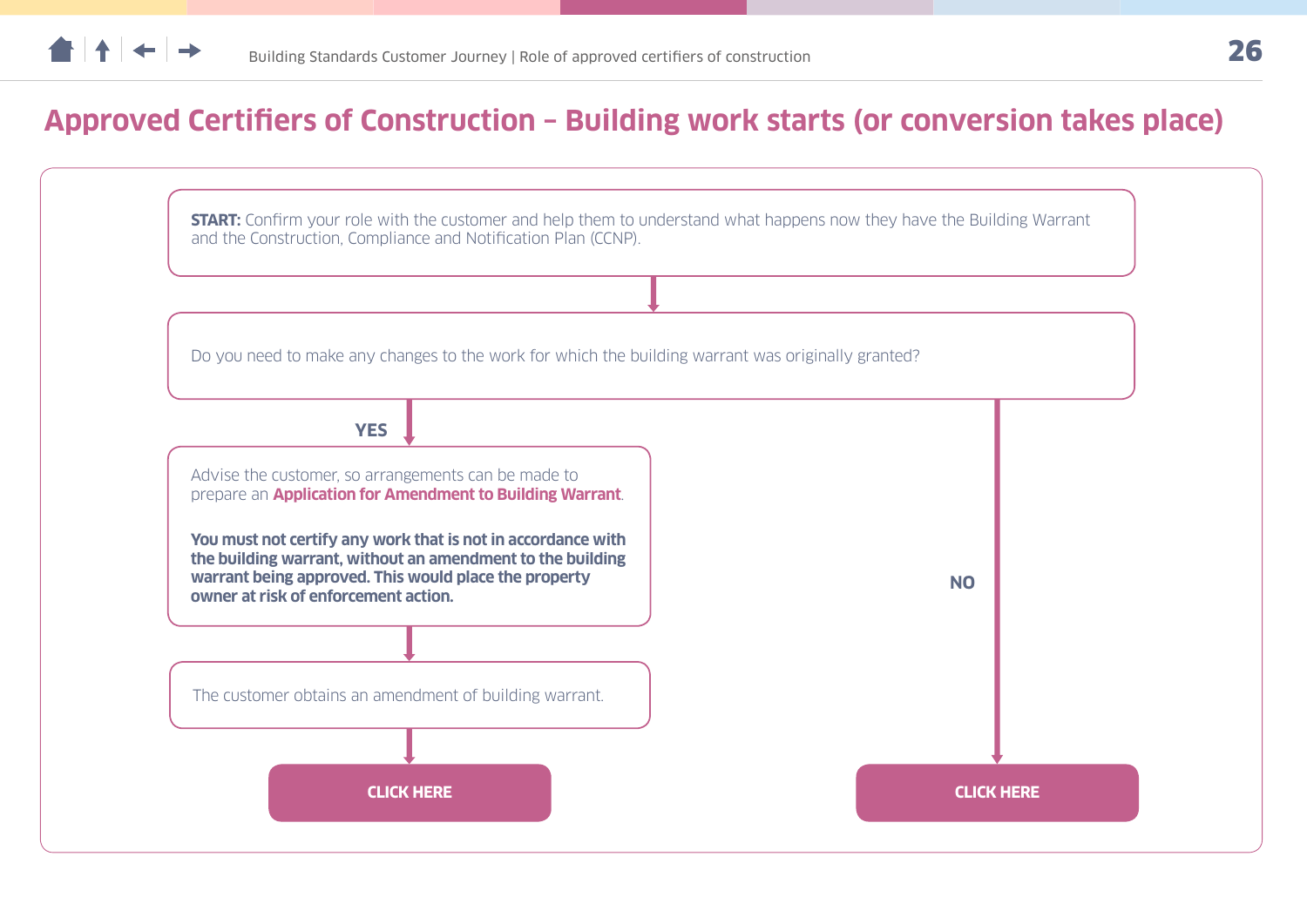# Approved Certifiers of Construction – Building work starts (or conversion takes place)

**START:** Confirm your role with the customer and help them to understand what happens now they have the Building Warrant and the Construction, Compliance and Notification Plan (CCNP).

Do you need to make any changes to the work for which the building warrant was originally granted?

**YES**

Advise the customer, so arrangements can be made to prepare an **Application for Amendment to Building Warrant**.

**You must not certify any work that is not in accordance with the building warrant, without an amendment to the building warrant being approved. This would place the property owner at risk of enforcement action.**

The customer obtains an amendment of building warrant.

**CLICK HERE**

**NO**

**CLICK HERE**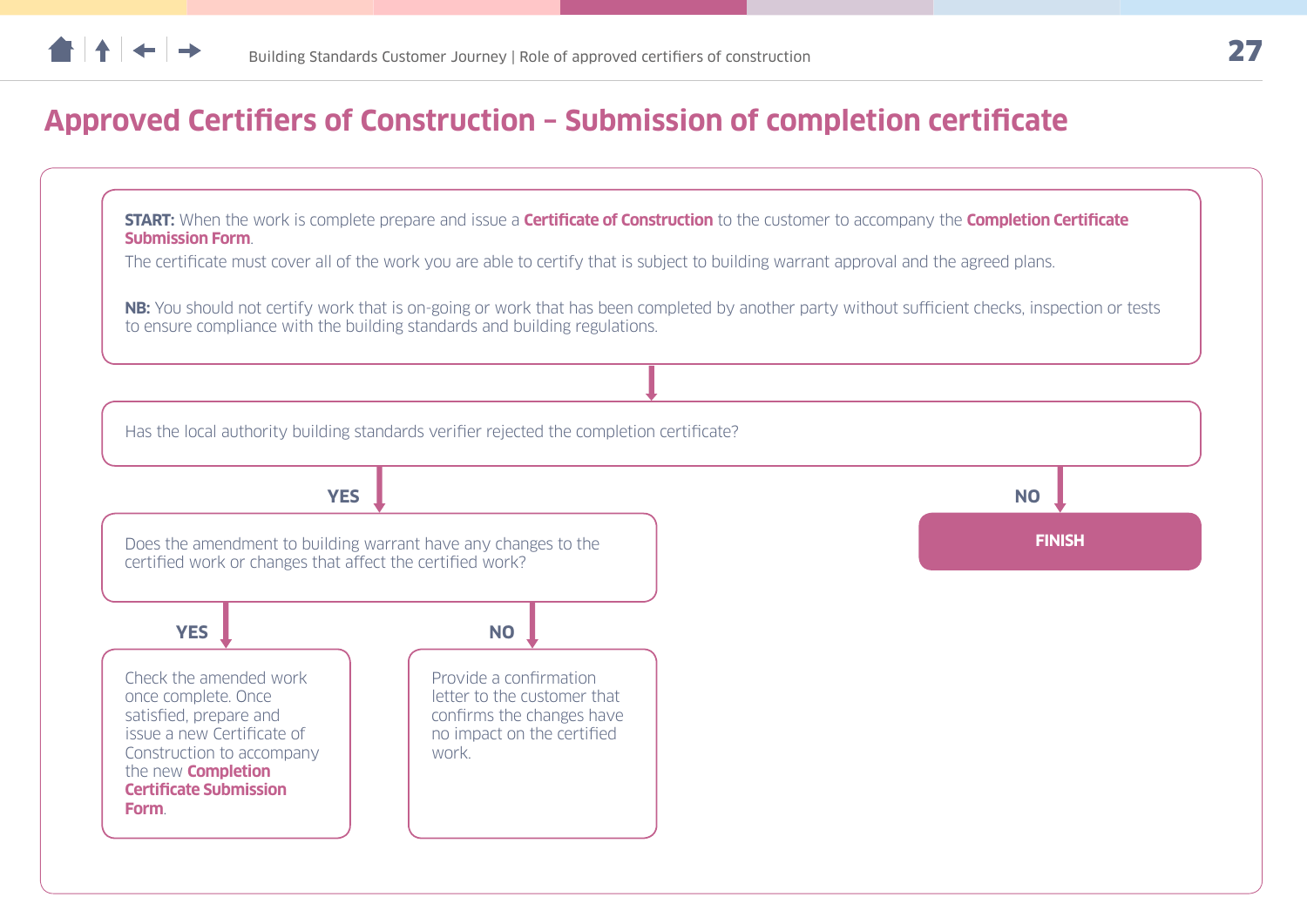# Approved Certifiers of Construction – Submission of completion certificate

**START:** When the work is complete prepare and issue a **Certificate of Construction** to the customer to accompany the **Completion Certificate Submission Form**.

The certificate must cover all of the work you are able to certify that is subject to building warrant approval and the agreed plans.

**NB:** You should not certify work that is on-going or work that has been completed by another party without sufficient checks, inspection or tests to ensure compliance with the building standards and building regulations.

Has the local authority building standards verifier rejected the completion certificate?

- **YES** → Does the amendment to building warrant have any changes to the certified work or changes that affect the certified work?
  - **YES** → Check the amended work once complete. Once satisfied, prepare and issue a new Certificate of Construction to accompany the new **Completion Certificate Submission Form**.
  - **NO** → Provide a confirmation letter to the customer that confirms the changes have no impact on the certified work.
- **NO** → **FINISH**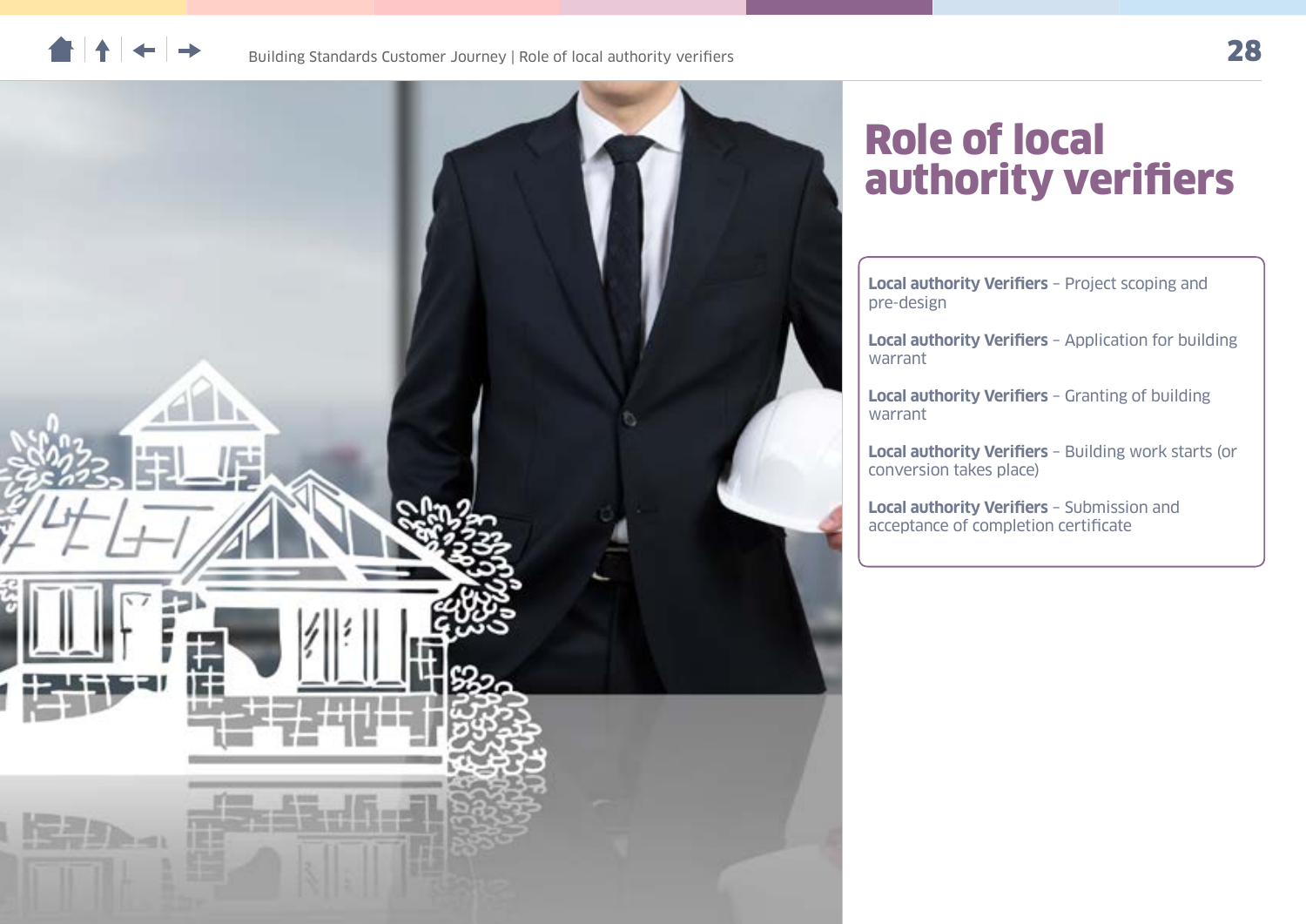# Role of local authority verifiers

**Local authority Verifiers** – Project scoping and pre-design

**Local authority Verifiers** – Application for building warrant

**Local authority Verifiers** – Granting of building warrant

**Local authority Verifiers** – Building work starts (or conversion takes place)

**Local authority Verifiers** – Submission and acceptance of completion certificate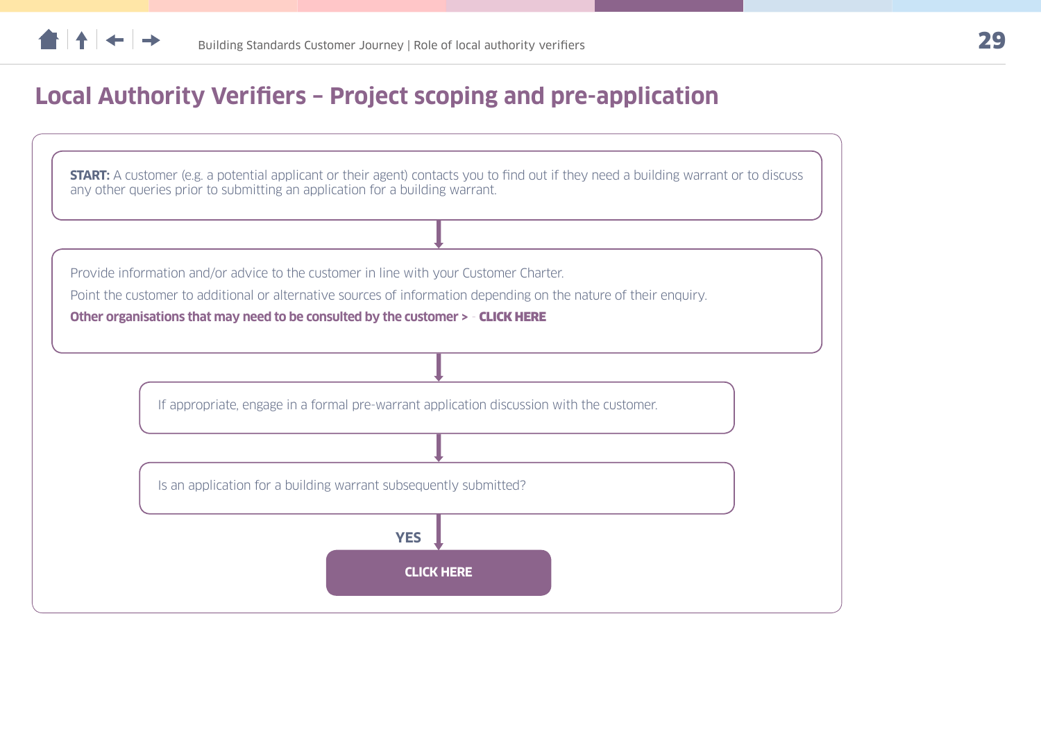# Local Authority Verifiers – Project scoping and pre-application

**START:** A customer (e.g. a potential applicant or their agent) contacts you to find out if they need a building warrant or to discuss any other queries prior to submitting an application for a building warrant.

↓

Provide information and/or advice to the customer in line with your Customer Charter.

Point the customer to additional or alternative sources of information depending on the nature of their enquiry.

**Other organisations that may need to be consulted by the customer > - CLICK HERE**

↓

If appropriate, engage in a formal pre-warrant application discussion with the customer.

↓

Is an application for a building warrant subsequently submitted?

**YES** ↓

**CLICK HERE**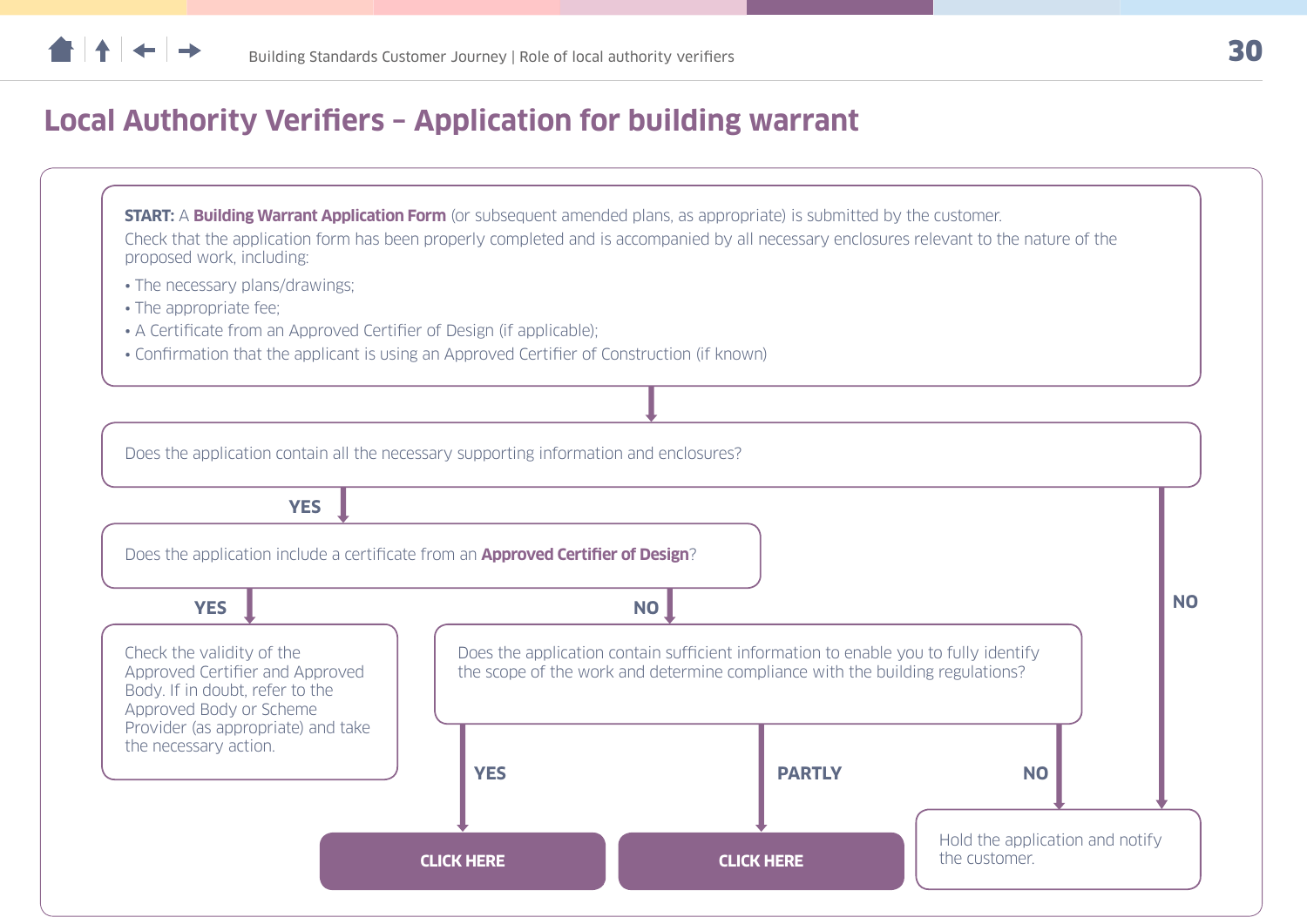# Local Authority Verifiers – Application for building warrant

**START:** A **Building Warrant Application Form** (or subsequent amended plans, as appropriate) is submitted by the customer.

Check that the application form has been properly completed and is accompanied by all necessary enclosures relevant to the nature of the proposed work, including:

- The necessary plans/drawings;
- The appropriate fee;
- A Certificate from an Approved Certifier of Design (if applicable);
- Confirmation that the applicant is using an Approved Certifier of Construction (if known)

Does the application contain all the necessary supporting information and enclosures?

- **YES** → Does the application include a certificate from an **Approved Certifier of Design**?
  - **YES** → Check the validity of the Approved Certifier and Approved Body. If in doubt, refer to the Approved Body or Scheme Provider (as appropriate) and take the necessary action.
  - **NO** → Does the application contain sufficient information to enable you to fully identify the scope of the work and determine compliance with the building regulations?
    - **YES** → CLICK HERE
    - **PARTLY** → CLICK HERE
    - **NO** → Hold the application and notify the customer.
- **NO** → Hold the application and notify the customer.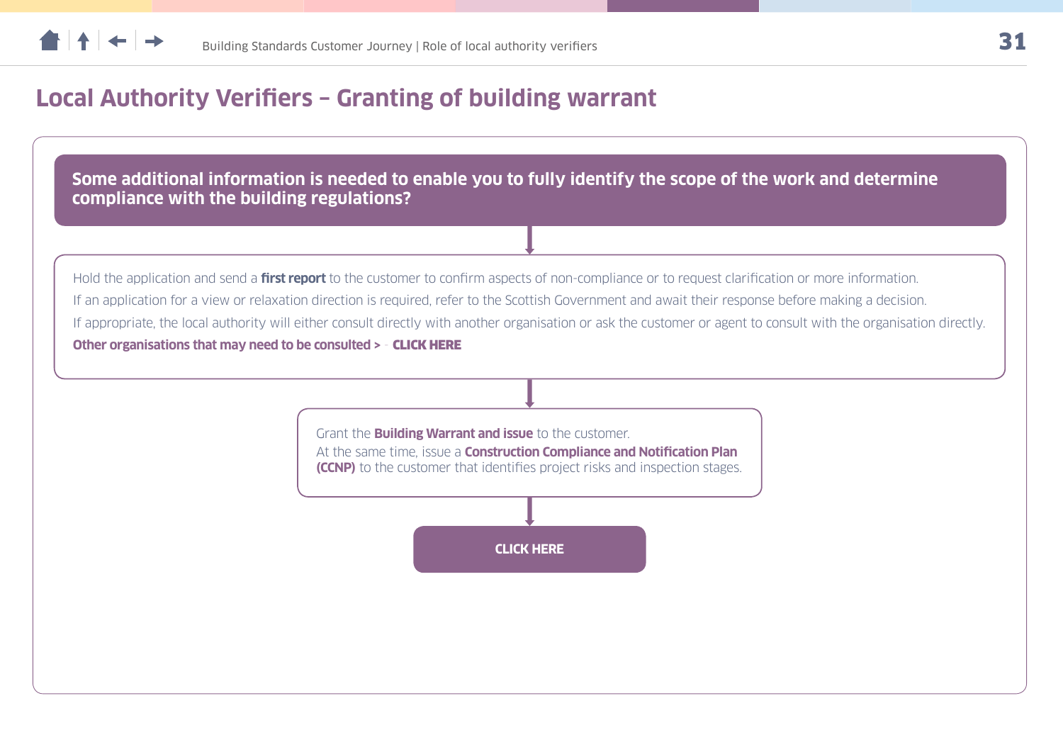# Local Authority Verifiers – Granting of building warrant

**Some additional information is needed to enable you to fully identify the scope of the work and determine compliance with the building regulations?**

Hold the application and send a **first report** to the customer to confirm aspects of non-compliance or to request clarification or more information.

If an application for a view or relaxation direction is required, refer to the Scottish Government and await their response before making a decision.

If appropriate, the local authority will either consult directly with another organisation or ask the customer or agent to consult with the organisation directly.

**Other organisations that may need to be consulted > - CLICK HERE**

Grant the **Building Warrant and issue** to the customer.

At the same time, issue a **Construction Compliance and Notification Plan (CCNP)** to the customer that identifies project risks and inspection stages.

**CLICK HERE**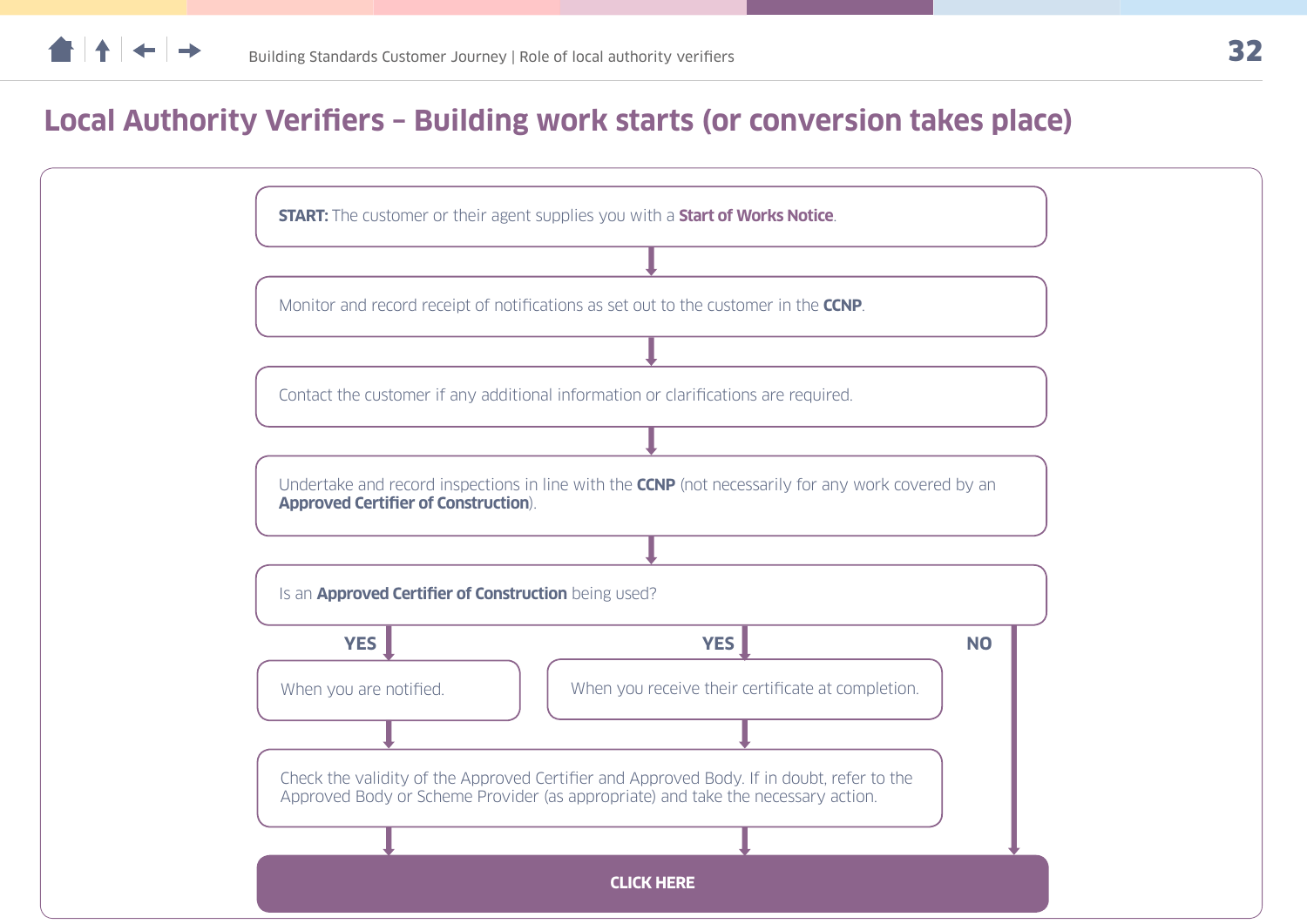# Local Authority Verifiers – Building work starts (or conversion takes place)

**START:** The customer or their agent supplies you with a **Start of Works Notice**.

↓

Monitor and record receipt of notifications as set out to the customer in the **CCNP**.

↓

Contact the customer if any additional information or clarifications are required.

↓

Undertake and record inspections in line with the **CCNP** (not necessarily for any work covered by an **Approved Certifier of Construction**).

↓

Is an **Approved Certifier of Construction** being used?

- **YES** → When you are notified. → Check the validity of the Approved Certifier and Approved Body. If in doubt, refer to the Approved Body or Scheme Provider (as appropriate) and take the necessary action. → CLICK HERE
- **YES** → When you receive their certificate at completion. → Check the validity of the Approved Certifier and Approved Body. If in doubt, refer to the Approved Body or Scheme Provider (as appropriate) and take the necessary action. → CLICK HERE
- **NO** → CLICK HERE

**CLICK HERE**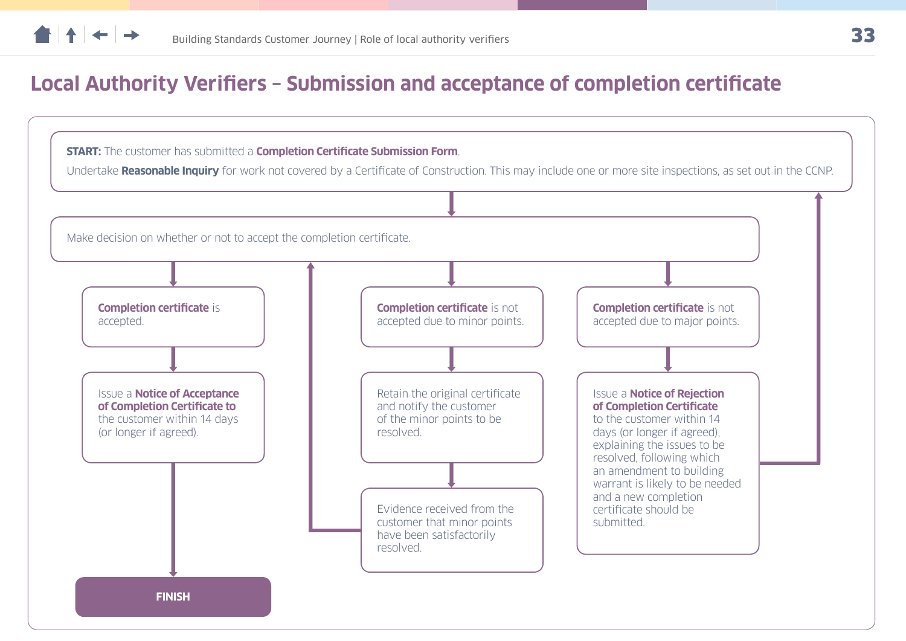# Local Authority Verifiers – Submission and acceptance of completion certificate

**START:** The customer has submitted a **Completion Certificate Submission Form**.

Undertake **Reasonable Inquiry** for work not covered by a Certificate of Construction. This may include one or more site inspections, as set out in the CCNP.

Make decision on whether or not to accept the completion certificate.

**Completion certificate** is accepted.

Issue a **Notice of Acceptance of Completion Certificate to** the customer within 14 days (or longer if agreed).

**FINISH**

**Completion certificate** is not accepted due to minor points.

Retain the original certificate and notify the customer of the minor points to be resolved.

Evidence received from the customer that minor points have been satisfactorily resolved.

**Completion certificate** is not accepted due to major points.

Issue a **Notice of Rejection of Completion Certificate** to the customer within 14 days (or longer if agreed), explaining the issues to be resolved, following which an amendment to building warrant is likely to be needed and a new completion certificate should be submitted.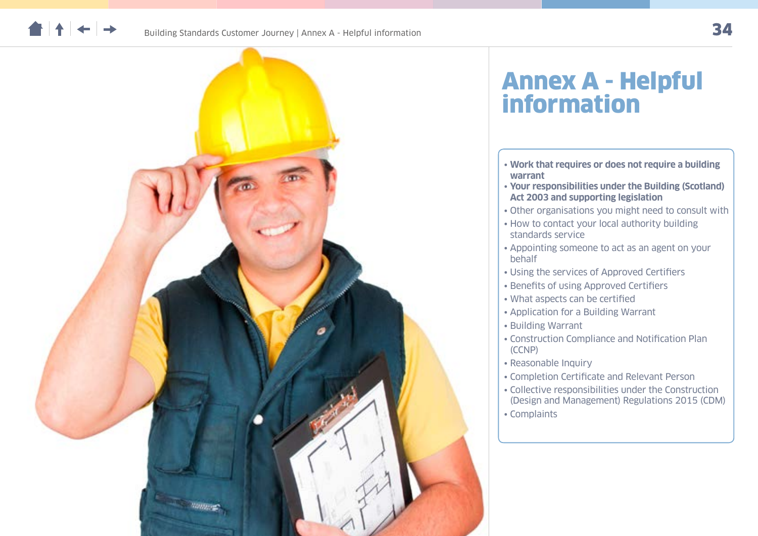# Annex A - Helpful information

- **Work that requires or does not require a building warrant**
- **Your responsibilities under the Building (Scotland) Act 2003 and supporting legislation**
- Other organisations you might need to consult with
- How to contact your local authority building standards service
- Appointing someone to act as an agent on your behalf
- Using the services of Approved Certifiers
- Benefits of using Approved Certifiers
- What aspects can be certified
- Application for a Building Warrant
- Building Warrant
- Construction Compliance and Notification Plan (CCNP)
- Reasonable Inquiry
- Completion Certificate and Relevant Person
- Collective responsibilities under the Construction (Design and Management) Regulations 2015 (CDM)
- Complaints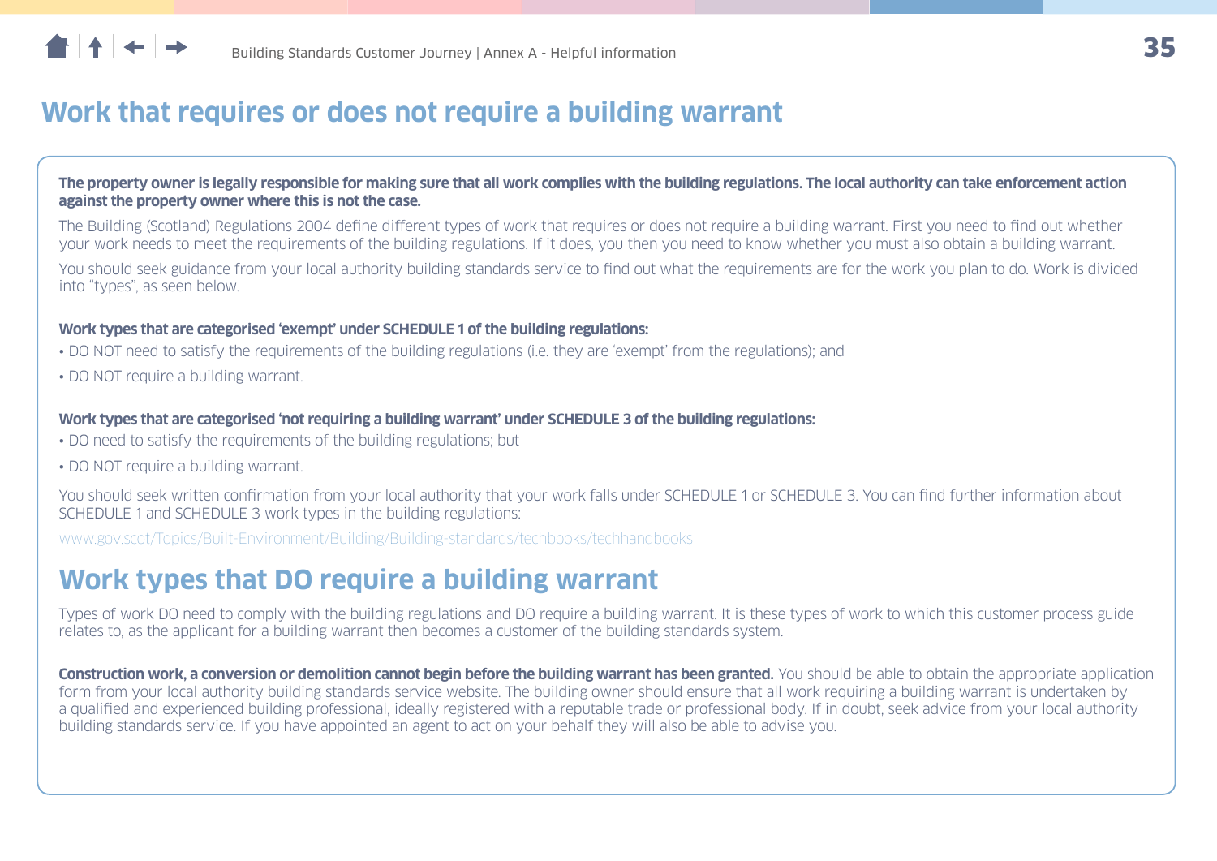# Work that requires or does not require a building warrant

**The property owner is legally responsible for making sure that all work complies with the building regulations. The local authority can take enforcement action against the property owner where this is not the case.**

The Building (Scotland) Regulations 2004 define different types of work that requires or does not require a building warrant. First you need to find out whether your work needs to meet the requirements of the building regulations. If it does, you then you need to know whether you must also obtain a building warrant.

You should seek guidance from your local authority building standards service to find out what the requirements are for the work you plan to do. Work is divided into "types", as seen below.

**Work types that are categorised 'exempt' under SCHEDULE 1 of the building regulations:**

- DO NOT need to satisfy the requirements of the building regulations (i.e. they are 'exempt' from the regulations); and
- DO NOT require a building warrant.

**Work types that are categorised 'not requiring a building warrant' under SCHEDULE 3 of the building regulations:**

- DO need to satisfy the requirements of the building regulations; but
- DO NOT require a building warrant.

You should seek written confirmation from your local authority that your work falls under SCHEDULE 1 or SCHEDULE 3. You can find further information about SCHEDULE 1 and SCHEDULE 3 work types in the building regulations:

www.gov.scot/Topics/Built-Environment/Building/Building-standards/techbooks/techhandbooks

## Work types that DO require a building warrant

Types of work DO need to comply with the building regulations and DO require a building warrant. It is these types of work to which this customer process guide relates to, as the applicant for a building warrant then becomes a customer of the building standards system.

**Construction work, a conversion or demolition cannot begin before the building warrant has been granted.** You should be able to obtain the appropriate application form from your local authority building standards service website. The building owner should ensure that all work requiring a building warrant is undertaken by a qualified and experienced building professional, ideally registered with a reputable trade or professional body. If in doubt, seek advice from your local authority building standards service. If you have appointed an agent to act on your behalf they will also be able to advise you.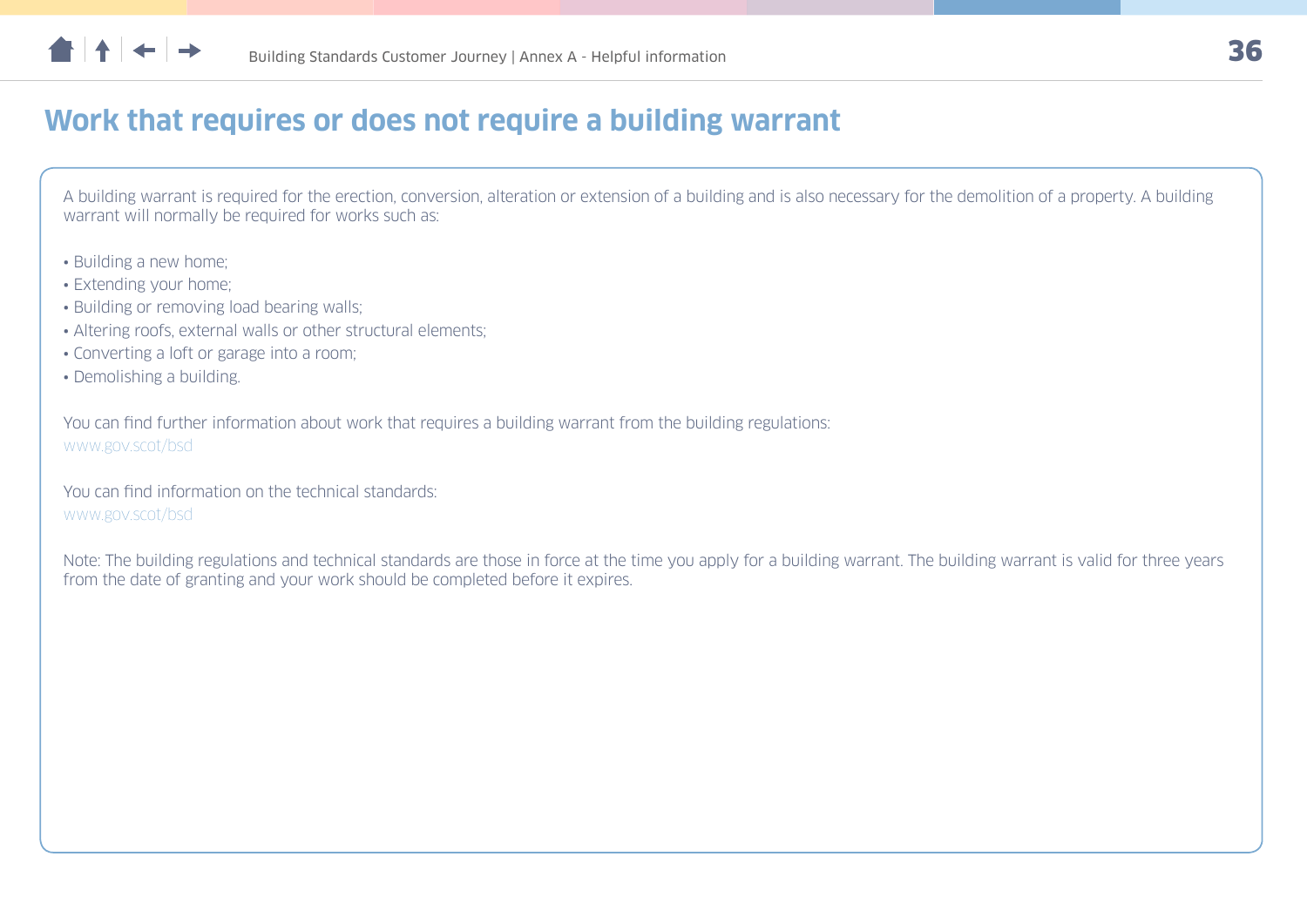# Work that requires or does not require a building warrant

A building warrant is required for the erection, conversion, alteration or extension of a building and is also necessary for the demolition of a property. A building warrant will normally be required for works such as:

- Building a new home;
- Extending your home;
- Building or removing load bearing walls;
- Altering roofs, external walls or other structural elements;
- Converting a loft or garage into a room;
- Demolishing a building.

You can find further information about work that requires a building warrant from the building regulations:
www.gov.scot/bsd

You can find information on the technical standards:
www.gov.scot/bsd

Note: The building regulations and technical standards are those in force at the time you apply for a building warrant. The building warrant is valid for three years from the date of granting and your work should be completed before it expires.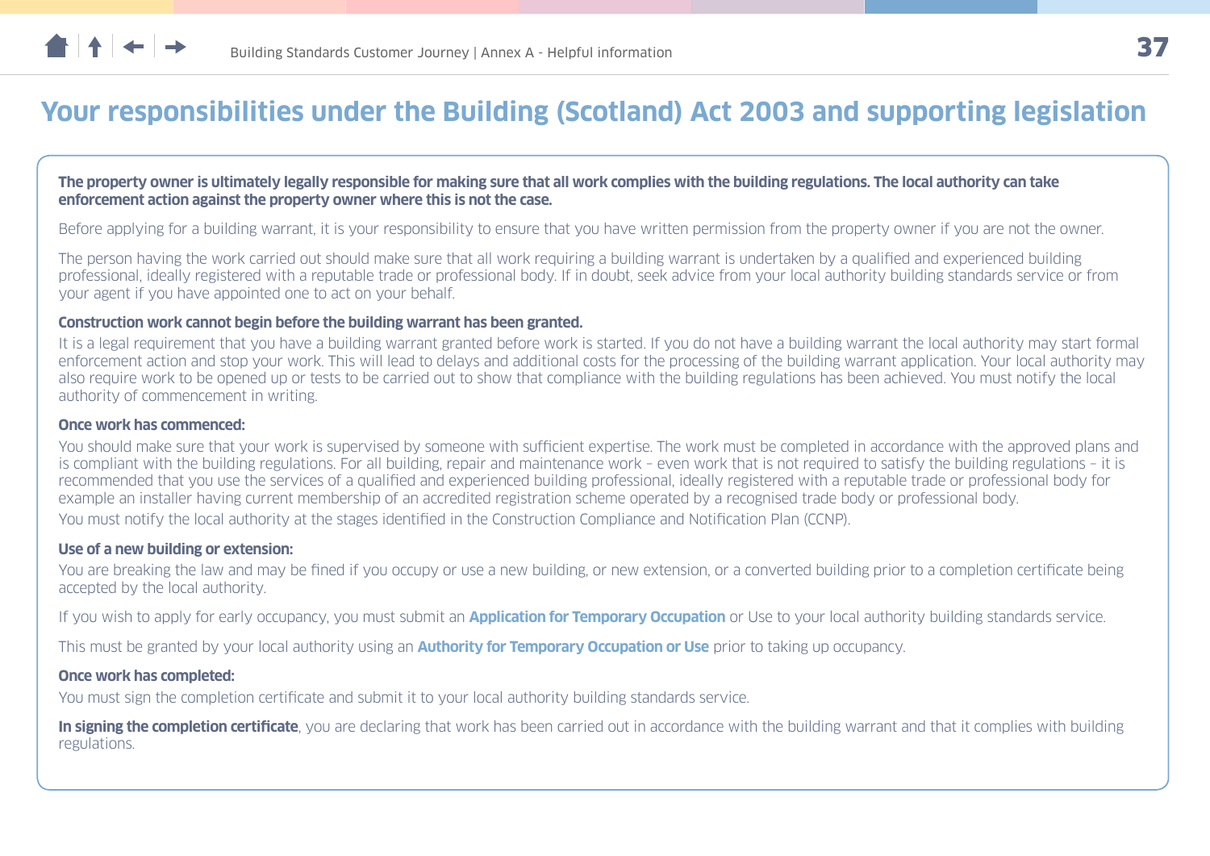# Your responsibilities under the Building (Scotland) Act 2003 and supporting legislation

**The property owner is ultimately legally responsible for making sure that all work complies with the building regulations. The local authority can take enforcement action against the property owner where this is not the case.**

Before applying for a building warrant, it is your responsibility to ensure that you have written permission from the property owner if you are not the owner.

The person having the work carried out should make sure that all work requiring a building warrant is undertaken by a qualified and experienced building professional, ideally registered with a reputable trade or professional body. If in doubt, seek advice from your local authority building standards service or from your agent if you have appointed one to act on your behalf.

**Construction work cannot begin before the building warrant has been granted.**

It is a legal requirement that you have a building warrant granted before work is started. If you do not have a building warrant the local authority may start formal enforcement action and stop your work. This will lead to delays and additional costs for the processing of the building warrant application. Your local authority may also require work to be opened up or tests to be carried out to show that compliance with the building regulations has been achieved. You must notify the local authority of commencement in writing.

**Once work has commenced:**

You should make sure that your work is supervised by someone with sufficient expertise. The work must be completed in accordance with the approved plans and is compliant with the building regulations. For all building, repair and maintenance work – even work that is not required to satisfy the building regulations – it is recommended that you use the services of a qualified and experienced building professional, ideally registered with a reputable trade or professional body for example an installer having current membership of an accredited registration scheme operated by a recognised trade body or professional body.

You must notify the local authority at the stages identified in the Construction Compliance and Notification Plan (CCNP).

**Use of a new building or extension:**

You are breaking the law and may be fined if you occupy or use a new building, or new extension, or a converted building prior to a completion certificate being accepted by the local authority.

If you wish to apply for early occupancy, you must submit an **Application for Temporary Occupation** or Use to your local authority building standards service.

This must be granted by your local authority using an **Authority for Temporary Occupation or Use** prior to taking up occupancy.

**Once work has completed:**

You must sign the completion certificate and submit it to your local authority building standards service.

**In signing the completion certificate**, you are declaring that work has been carried out in accordance with the building warrant and that it complies with building regulations.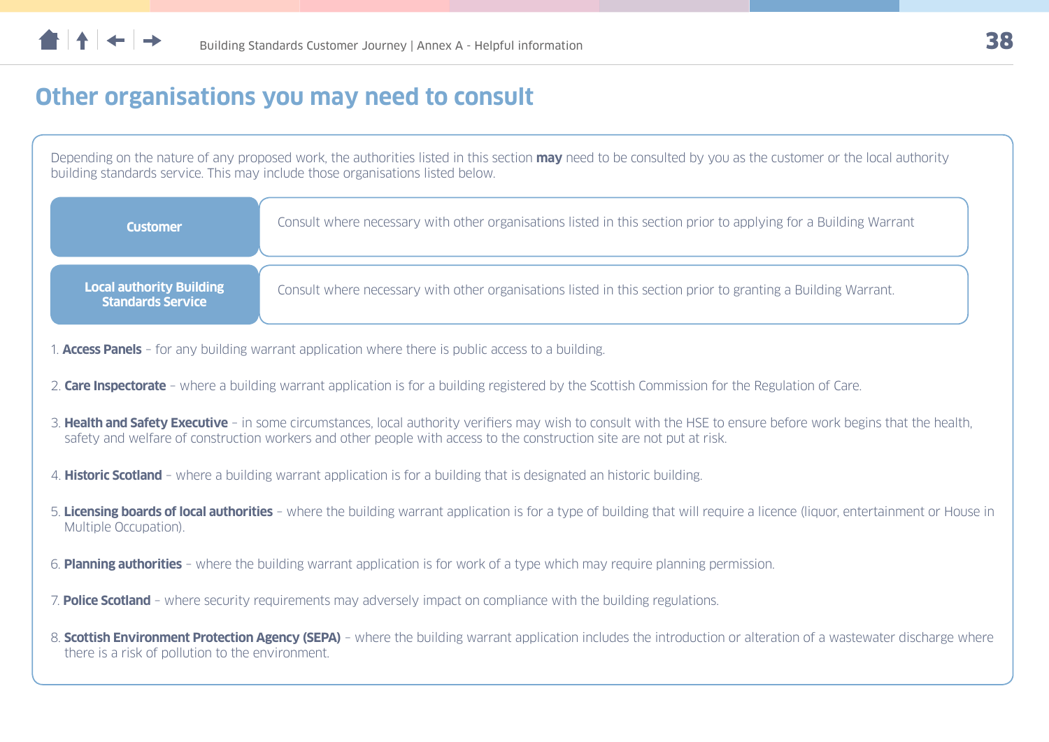## Other organisations you may need to consult

Depending on the nature of any proposed work, the authorities listed in this section **may** need to be consulted by you as the customer or the local authority building standards service. This may include those organisations listed below.

| | |
|---|---|
| **Customer** | Consult where necessary with other organisations listed in this section prior to applying for a Building Warrant |
| **Local authority Building Standards Service** | Consult where necessary with other organisations listed in this section prior to granting a Building Warrant. |

1. **Access Panels** – for any building warrant application where there is public access to a building.
2. **Care Inspectorate** – where a building warrant application is for a building registered by the Scottish Commission for the Regulation of Care.
3. **Health and Safety Executive** – in some circumstances, local authority verifiers may wish to consult with the HSE to ensure before work begins that the health, safety and welfare of construction workers and other people with access to the construction site are not put at risk.
4. **Historic Scotland** – where a building warrant application is for a building that is designated an historic building.
5. **Licensing boards of local authorities** – where the building warrant application is for a type of building that will require a licence (liquor, entertainment or House in Multiple Occupation).
6. **Planning authorities** – where the building warrant application is for work of a type which may require planning permission.
7. **Police Scotland** – where security requirements may adversely impact on compliance with the building regulations.
8. **Scottish Environment Protection Agency (SEPA)** – where the building warrant application includes the introduction or alteration of a wastewater discharge where there is a risk of pollution to the environment.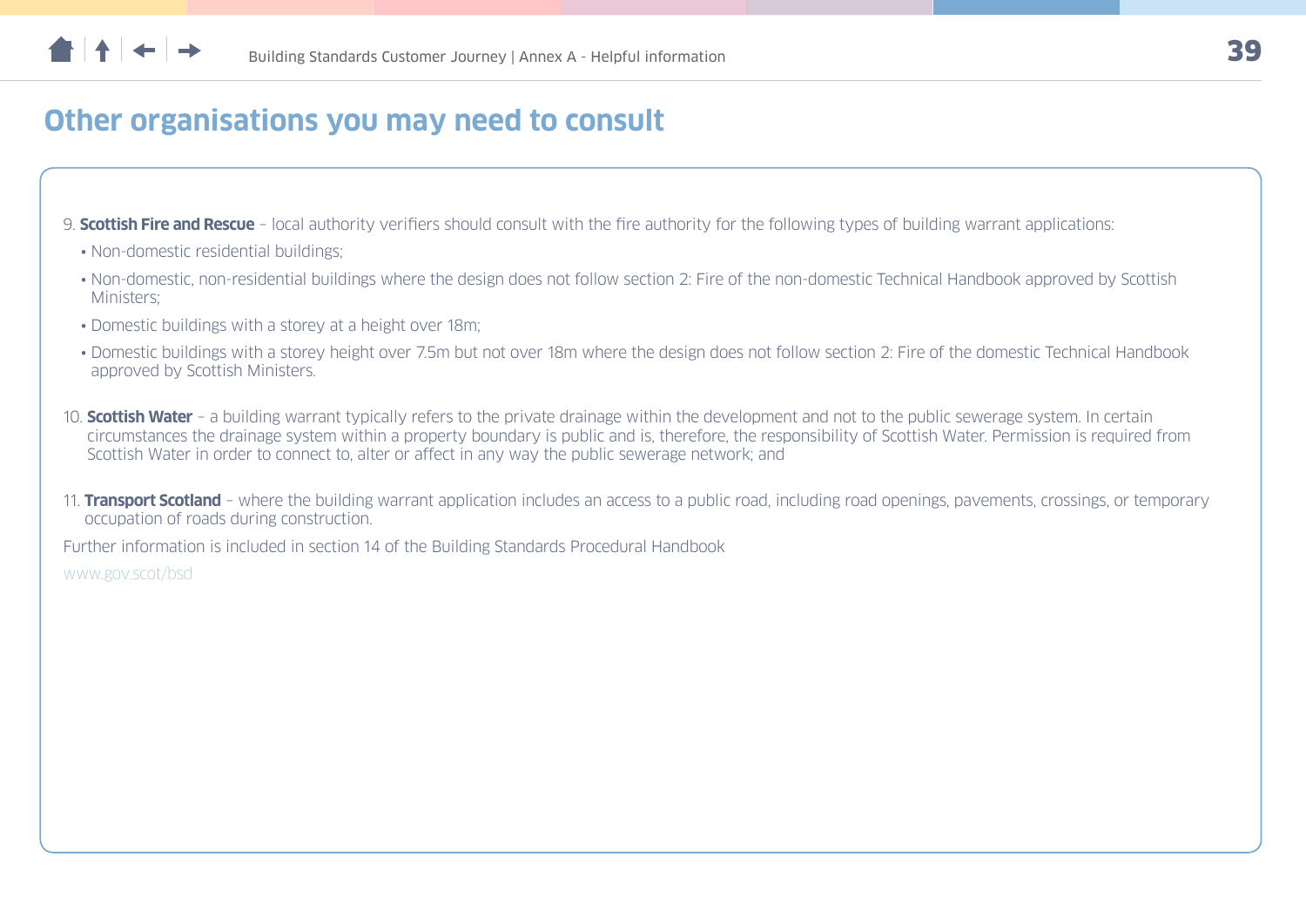## Other organisations you may need to consult

9. **Scottish Fire and Rescue** – local authority verifiers should consult with the fire authority for the following types of building warrant applications:
   - Non-domestic residential buildings;
   - Non-domestic, non-residential buildings where the design does not follow section 2: Fire of the non-domestic Technical Handbook approved by Scottish Ministers;
   - Domestic buildings with a storey at a height over 18m;
   - Domestic buildings with a storey height over 7.5m but not over 18m where the design does not follow section 2: Fire of the domestic Technical Handbook approved by Scottish Ministers.

10. **Scottish Water** – a building warrant typically refers to the private drainage within the development and not to the public sewerage system. In certain circumstances the drainage system within a property boundary is public and is, therefore, the responsibility of Scottish Water. Permission is required from Scottish Water in order to connect to, alter or affect in any way the public sewerage network; and

11. **Transport Scotland** – where the building warrant application includes an access to a public road, including road openings, pavements, crossings, or temporary occupation of roads during construction.

Further information is included in section 14 of the Building Standards Procedural Handbook

www.gov.scot/bsd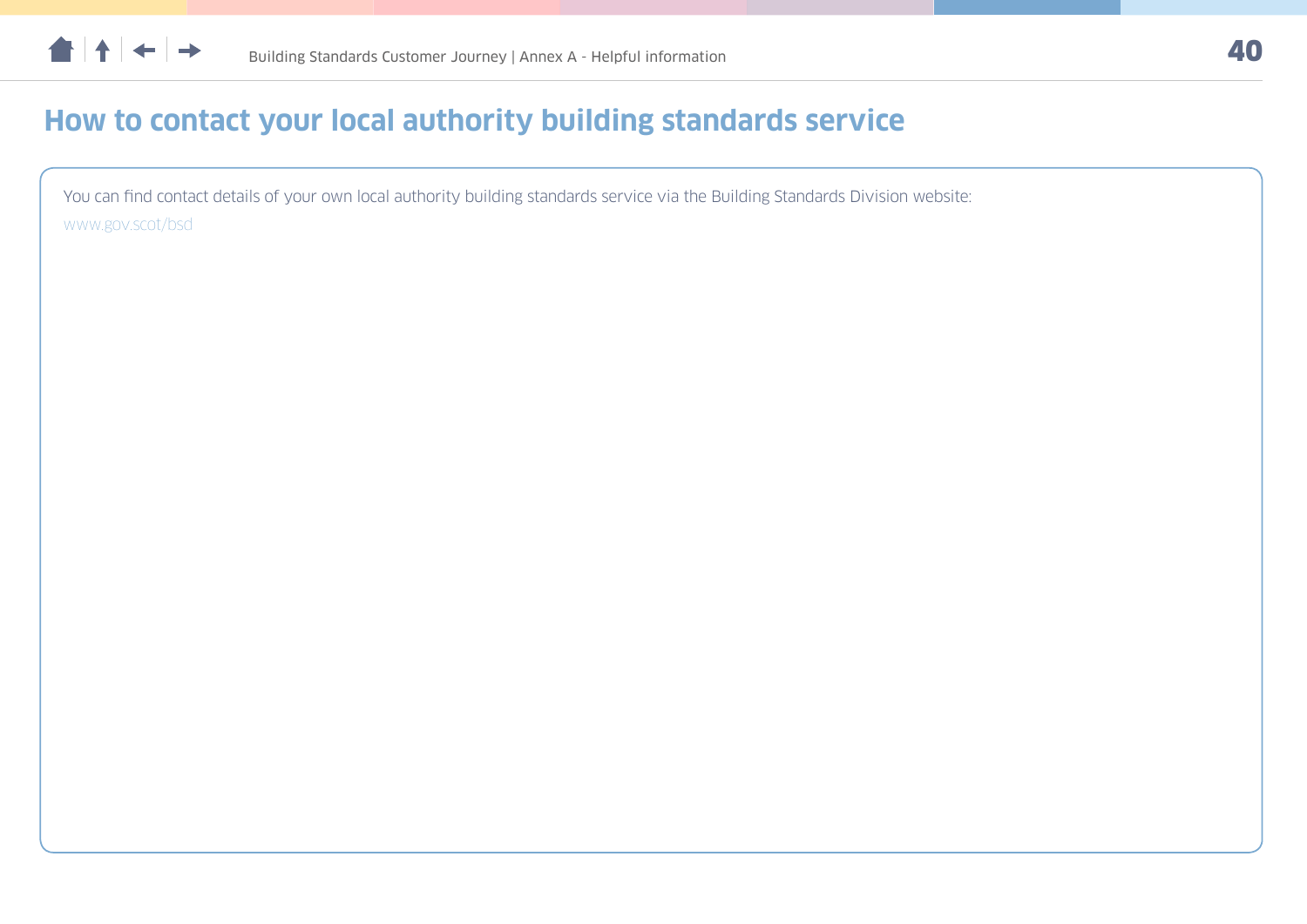# How to contact your local authority building standards service

You can find contact details of your own local authority building standards service via the Building Standards Division website:

www.gov.scot/bsd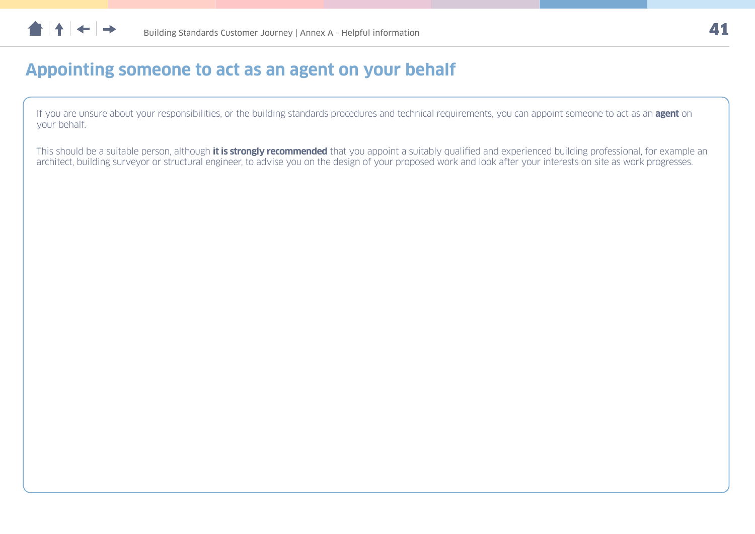# Appointing someone to act as an agent on your behalf

If you are unsure about your responsibilities, or the building standards procedures and technical requirements, you can appoint someone to act as an **agent** on your behalf.

This should be a suitable person, although **it is strongly recommended** that you appoint a suitably qualified and experienced building professional, for example an architect, building surveyor or structural engineer, to advise you on the design of your proposed work and look after your interests on site as work progresses.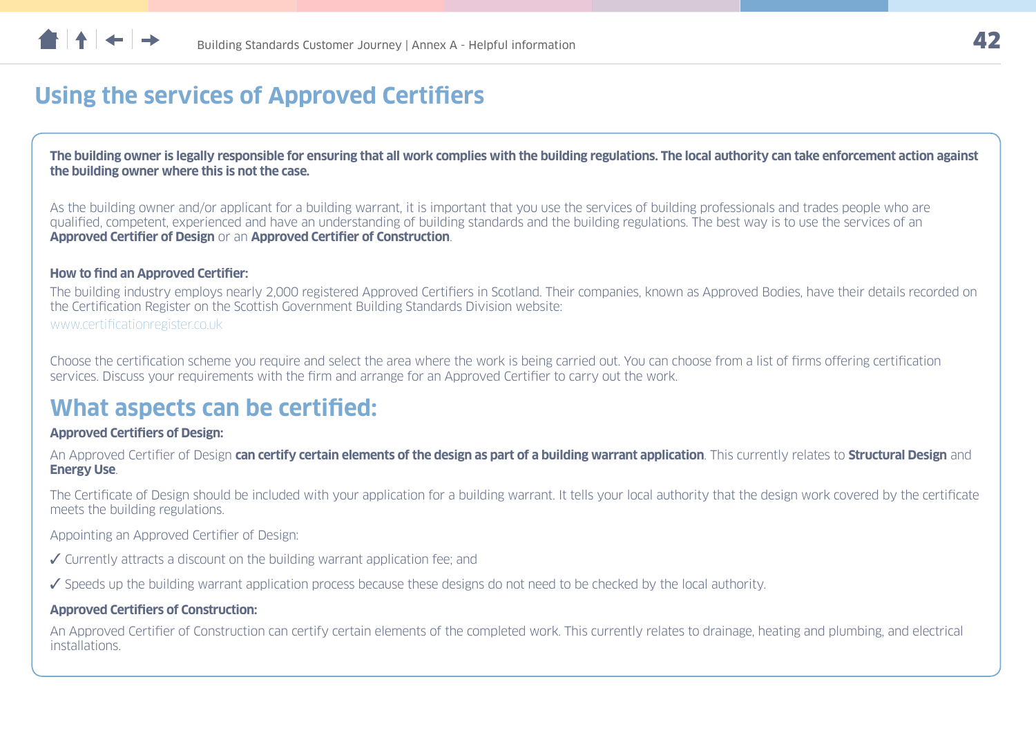# Using the services of Approved Certifiers

**The building owner is legally responsible for ensuring that all work complies with the building regulations. The local authority can take enforcement action against the building owner where this is not the case.**

As the building owner and/or applicant for a building warrant, it is important that you use the services of building professionals and trades people who are qualified, competent, experienced and have an understanding of building standards and the building regulations. The best way is to use the services of an **Approved Certifier of Design** or an **Approved Certifier of Construction**.

**How to find an Approved Certifier:**

The building industry employs nearly 2,000 registered Approved Certifiers in Scotland. Their companies, known as Approved Bodies, have their details recorded on the Certification Register on the Scottish Government Building Standards Division website:
www.certificationregister.co.uk

Choose the certification scheme you require and select the area where the work is being carried out. You can choose from a list of firms offering certification services. Discuss your requirements with the firm and arrange for an Approved Certifier to carry out the work.

## What aspects can be certified:

**Approved Certifiers of Design:**

An Approved Certifier of Design **can certify certain elements of the design as part of a building warrant application**. This currently relates to **Structural Design** and **Energy Use**.

The Certificate of Design should be included with your application for a building warrant. It tells your local authority that the design work covered by the certificate meets the building regulations.

Appointing an Approved Certifier of Design:

✓ Currently attracts a discount on the building warrant application fee; and

✓ Speeds up the building warrant application process because these designs do not need to be checked by the local authority.

**Approved Certifiers of Construction:**

An Approved Certifier of Construction can certify certain elements of the completed work. This currently relates to drainage, heating and plumbing, and electrical installations.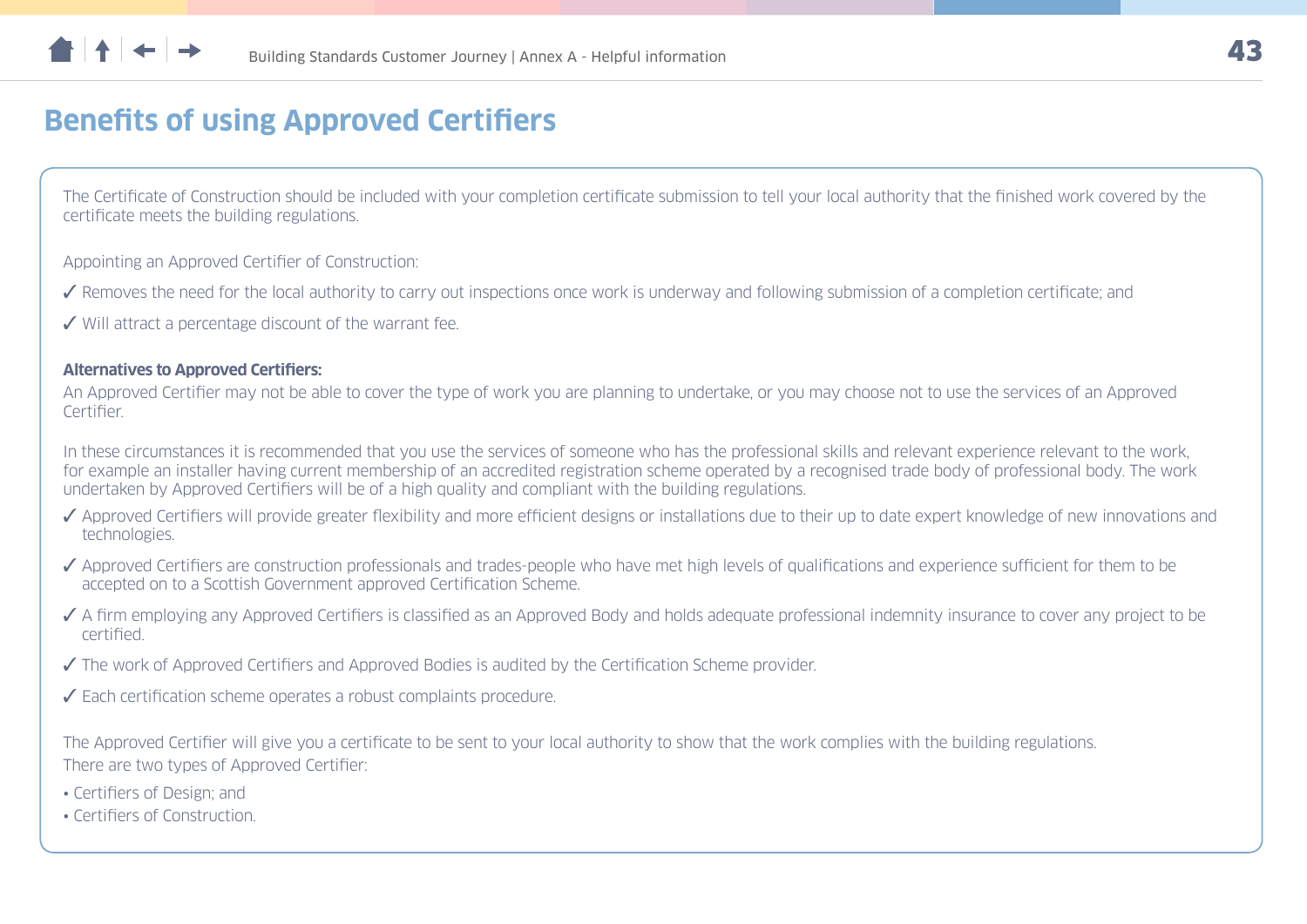## Benefits of using Approved Certifiers

The Certificate of Construction should be included with your completion certificate submission to tell your local authority that the finished work covered by the certificate meets the building regulations.

Appointing an Approved Certifier of Construction:

- ✓ Removes the need for the local authority to carry out inspections once work is underway and following submission of a completion certificate; and
- ✓ Will attract a percentage discount of the warrant fee.

**Alternatives to Approved Certifiers:**
An Approved Certifier may not be able to cover the type of work you are planning to undertake, or you may choose not to use the services of an Approved Certifier.

In these circumstances it is recommended that you use the services of someone who has the professional skills and relevant experience relevant to the work, for example an installer having current membership of an accredited registration scheme operated by a recognised trade body of professional body. The work undertaken by Approved Certifiers will be of a high quality and compliant with the building regulations.

- ✓ Approved Certifiers will provide greater flexibility and more efficient designs or installations due to their up to date expert knowledge of new innovations and technologies.
- ✓ Approved Certifiers are construction professionals and trades-people who have met high levels of qualifications and experience sufficient for them to be accepted on to a Scottish Government approved Certification Scheme.
- ✓ A firm employing any Approved Certifiers is classified as an Approved Body and holds adequate professional indemnity insurance to cover any project to be certified.
- ✓ The work of Approved Certifiers and Approved Bodies is audited by the Certification Scheme provider.
- ✓ Each certification scheme operates a robust complaints procedure.

The Approved Certifier will give you a certificate to be sent to your local authority to show that the work complies with the building regulations.
There are two types of Approved Certifier:

- Certifiers of Design; and
- Certifiers of Construction.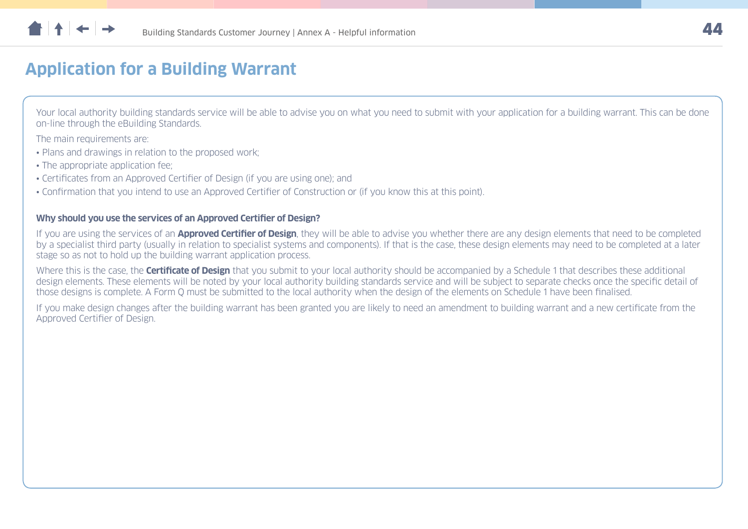# Application for a Building Warrant

Your local authority building standards service will be able to advise you on what you need to submit with your application for a building warrant. This can be done on-line through the eBuilding Standards.

The main requirements are:

- Plans and drawings in relation to the proposed work;
- The appropriate application fee;
- Certificates from an Approved Certifier of Design (if you are using one); and
- Confirmation that you intend to use an Approved Certifier of Construction or (if you know this at this point).

**Why should you use the services of an Approved Certifier of Design?**

If you are using the services of an **Approved Certifier of Design**, they will be able to advise you whether there are any design elements that need to be completed by a specialist third party (usually in relation to specialist systems and components). If that is the case, these design elements may need to be completed at a later stage so as not to hold up the building warrant application process.

Where this is the case, the **Certificate of Design** that you submit to your local authority should be accompanied by a Schedule 1 that describes these additional design elements. These elements will be noted by your local authority building standards service and will be subject to separate checks once the specific detail of those designs is complete. A Form Q must be submitted to the local authority when the design of the elements on Schedule 1 have been finalised.

If you make design changes after the building warrant has been granted you are likely to need an amendment to building warrant and a new certificate from the Approved Certifier of Design.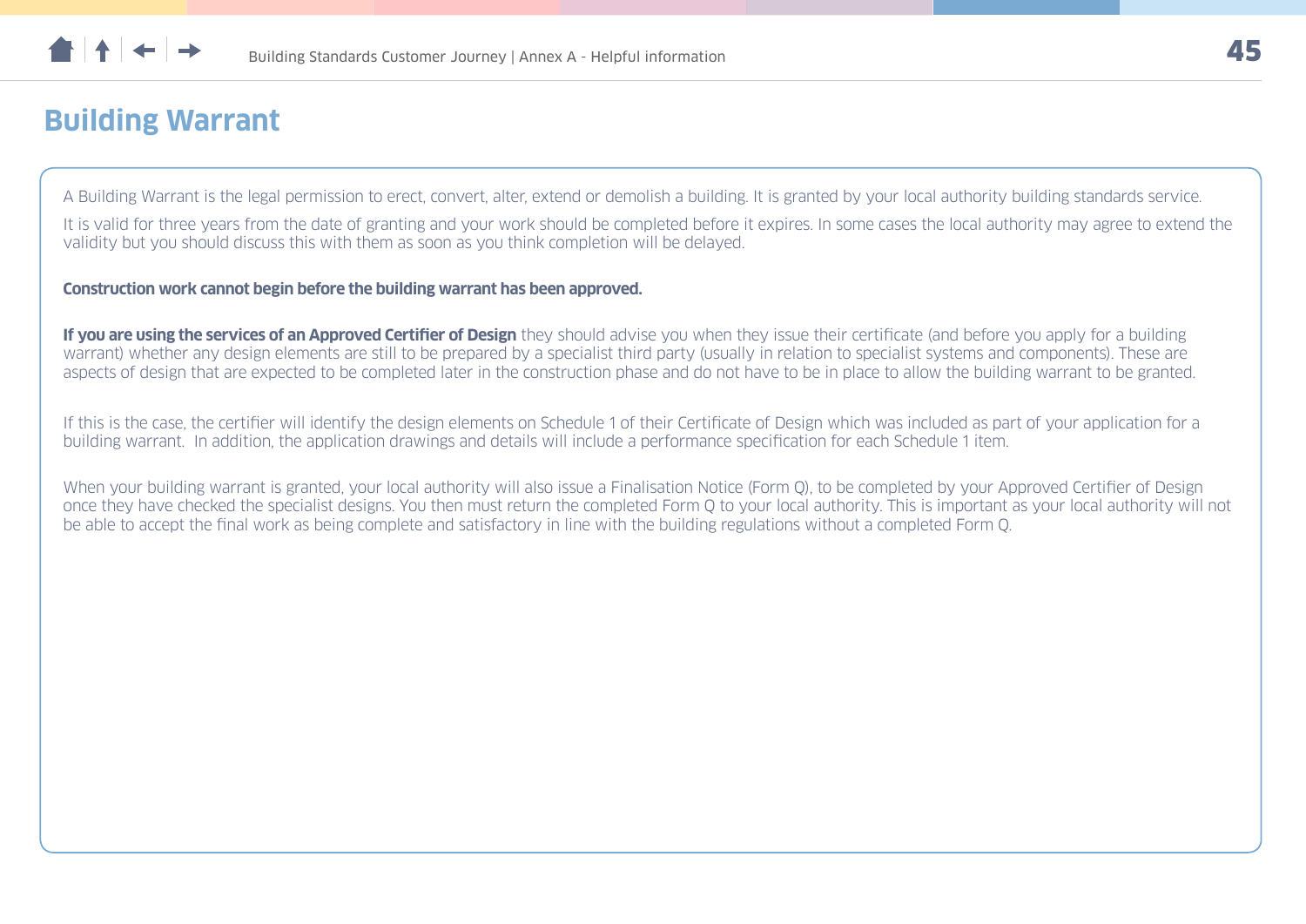## Building Warrant

A Building Warrant is the legal permission to erect, convert, alter, extend or demolish a building. It is granted by your local authority building standards service.

It is valid for three years from the date of granting and your work should be completed before it expires. In some cases the local authority may agree to extend the validity but you should discuss this with them as soon as you think completion will be delayed.

**Construction work cannot begin before the building warrant has been approved.**

**If you are using the services of an Approved Certifier of Design** they should advise you when they issue their certificate (and before you apply for a building warrant) whether any design elements are still to be prepared by a specialist third party (usually in relation to specialist systems and components). These are aspects of design that are expected to be completed later in the construction phase and do not have to be in place to allow the building warrant to be granted.

If this is the case, the certifier will identify the design elements on Schedule 1 of their Certificate of Design which was included as part of your application for a building warrant. In addition, the application drawings and details will include a performance specification for each Schedule 1 item.

When your building warrant is granted, your local authority will also issue a Finalisation Notice (Form Q), to be completed by your Approved Certifier of Design once they have checked the specialist designs. You then must return the completed Form Q to your local authority. This is important as your local authority will not be able to accept the final work as being complete and satisfactory in line with the building regulations without a completed Form Q.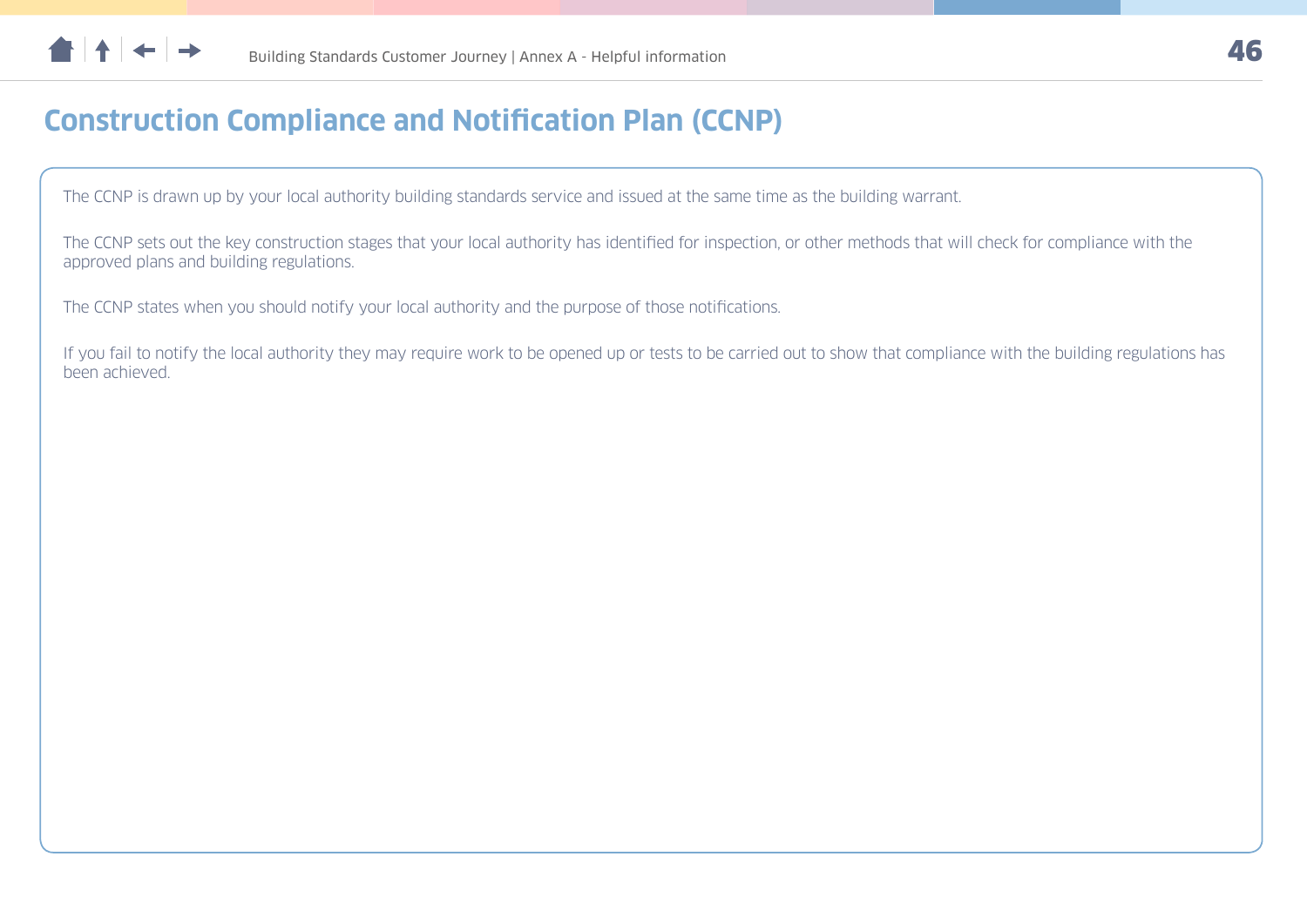# Construction Compliance and Notification Plan (CCNP)

The CCNP is drawn up by your local authority building standards service and issued at the same time as the building warrant.

The CCNP sets out the key construction stages that your local authority has identified for inspection, or other methods that will check for compliance with the approved plans and building regulations.

The CCNP states when you should notify your local authority and the purpose of those notifications.

If you fail to notify the local authority they may require work to be opened up or tests to be carried out to show that compliance with the building regulations has been achieved.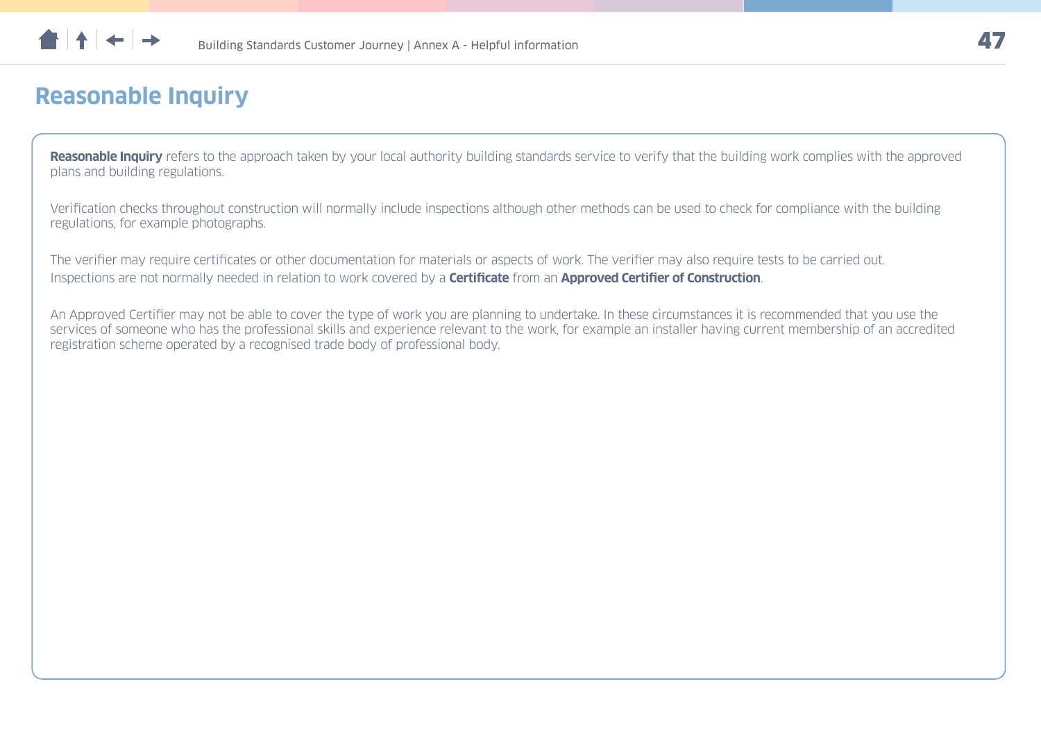# Reasonable Inquiry

**Reasonable Inquiry** refers to the approach taken by your local authority building standards service to verify that the building work complies with the approved plans and building regulations.

Verification checks throughout construction will normally include inspections although other methods can be used to check for compliance with the building regulations, for example photographs.

The verifier may require certificates or other documentation for materials or aspects of work. The verifier may also require tests to be carried out. Inspections are not normally needed in relation to work covered by a **Certificate** from an **Approved Certifier of Construction**.

An Approved Certifier may not be able to cover the type of work you are planning to undertake. In these circumstances it is recommended that you use the services of someone who has the professional skills and experience relevant to the work, for example an installer having current membership of an accredited registration scheme operated by a recognised trade body of professional body.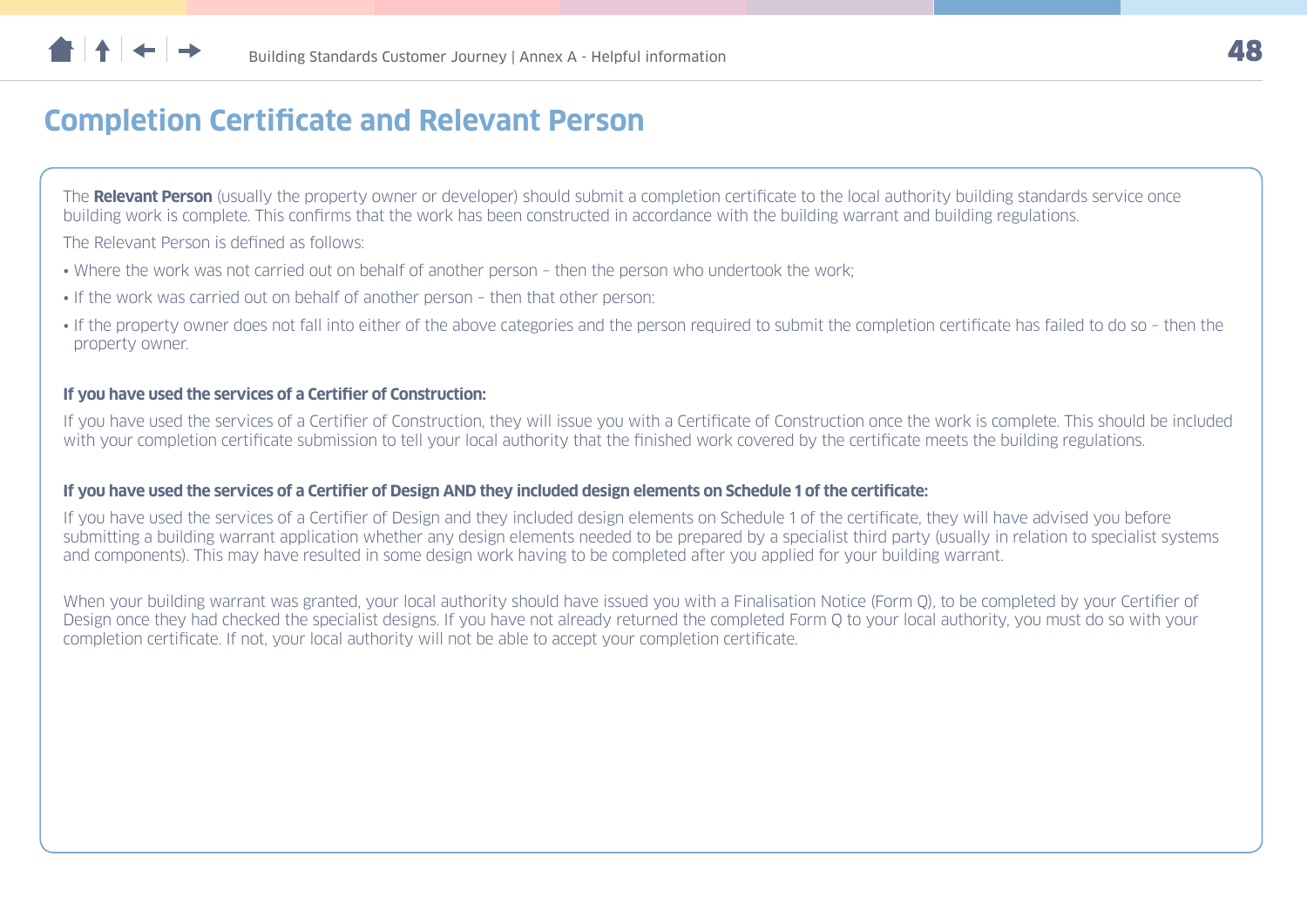## Completion Certificate and Relevant Person

The **Relevant Person** (usually the property owner or developer) should submit a completion certificate to the local authority building standards service once building work is complete. This confirms that the work has been constructed in accordance with the building warrant and building regulations.

The Relevant Person is defined as follows:

- Where the work was not carried out on behalf of another person – then the person who undertook the work;
- If the work was carried out on behalf of another person – then that other person:
- If the property owner does not fall into either of the above categories and the person required to submit the completion certificate has failed to do so – then the property owner.

**If you have used the services of a Certifier of Construction:**

If you have used the services of a Certifier of Construction, they will issue you with a Certificate of Construction once the work is complete. This should be included with your completion certificate submission to tell your local authority that the finished work covered by the certificate meets the building regulations.

**If you have used the services of a Certifier of Design AND they included design elements on Schedule 1 of the certificate:**

If you have used the services of a Certifier of Design and they included design elements on Schedule 1 of the certificate, they will have advised you before submitting a building warrant application whether any design elements needed to be prepared by a specialist third party (usually in relation to specialist systems and components). This may have resulted in some design work having to be completed after you applied for your building warrant.

When your building warrant was granted, your local authority should have issued you with a Finalisation Notice (Form Q), to be completed by your Certifier of Design once they had checked the specialist designs. If you have not already returned the completed Form Q to your local authority, you must do so with your completion certificate. If not, your local authority will not be able to accept your completion certificate.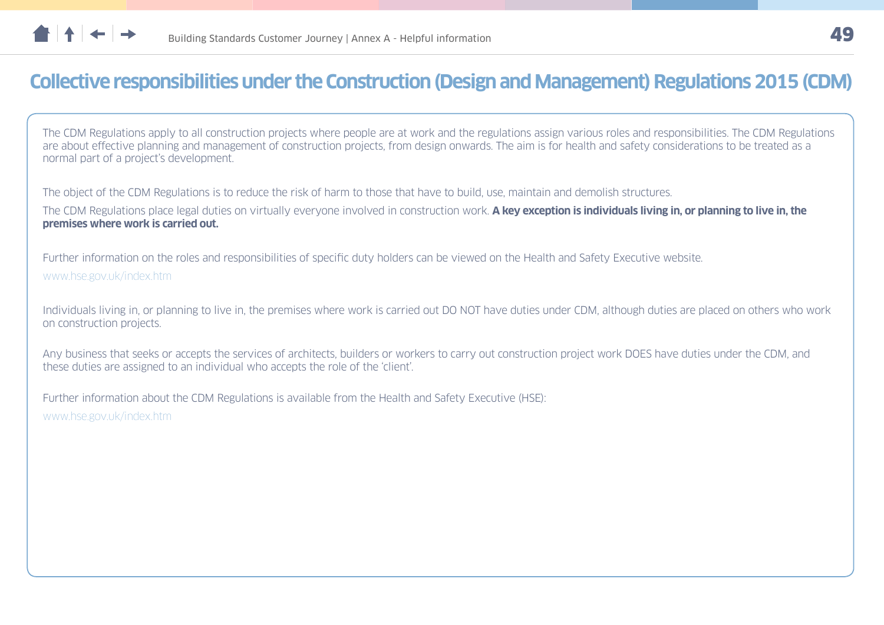# Collective responsibilities under the Construction (Design and Management) Regulations 2015 (CDM)

The CDM Regulations apply to all construction projects where people are at work and the regulations assign various roles and responsibilities. The CDM Regulations are about effective planning and management of construction projects, from design onwards. The aim is for health and safety considerations to be treated as a normal part of a project's development.

The object of the CDM Regulations is to reduce the risk of harm to those that have to build, use, maintain and demolish structures.

The CDM Regulations place legal duties on virtually everyone involved in construction work. **A key exception is individuals living in, or planning to live in, the premises where work is carried out.**

Further information on the roles and responsibilities of specific duty holders can be viewed on the Health and Safety Executive website.

www.hse.gov.uk/index.htm

Individuals living in, or planning to live in, the premises where work is carried out DO NOT have duties under CDM, although duties are placed on others who work on construction projects.

Any business that seeks or accepts the services of architects, builders or workers to carry out construction project work DOES have duties under the CDM, and these duties are assigned to an individual who accepts the role of the 'client'.

Further information about the CDM Regulations is available from the Health and Safety Executive (HSE):

www.hse.gov.uk/index.htm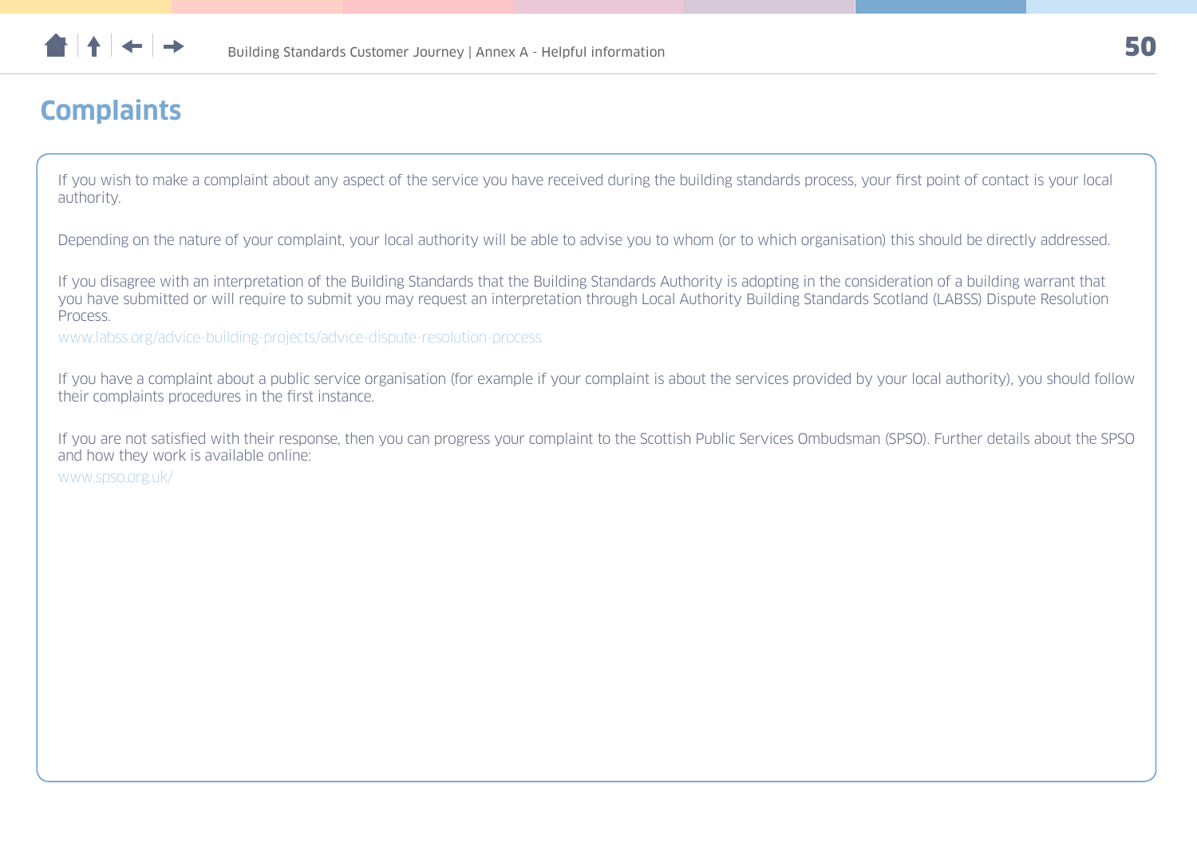# Complaints

If you wish to make a complaint about any aspect of the service you have received during the building standards process, your first point of contact is your local authority.

Depending on the nature of your complaint, your local authority will be able to advise you to whom (or to which organisation) this should be directly addressed.

If you disagree with an interpretation of the Building Standards that the Building Standards Authority is adopting in the consideration of a building warrant that you have submitted or will require to submit you may request an interpretation through Local Authority Building Standards Scotland (LABSS) Dispute Resolution Process.
www.labss.org/advice-building-projects/advice-dispute-resolution-process

If you have a complaint about a public service organisation (for example if your complaint is about the services provided by your local authority), you should follow their complaints procedures in the first instance.

If you are not satisfied with their response, then you can progress your complaint to the Scottish Public Services Ombudsman (SPSO). Further details about the SPSO and how they work is available online:
www.spso.org.uk/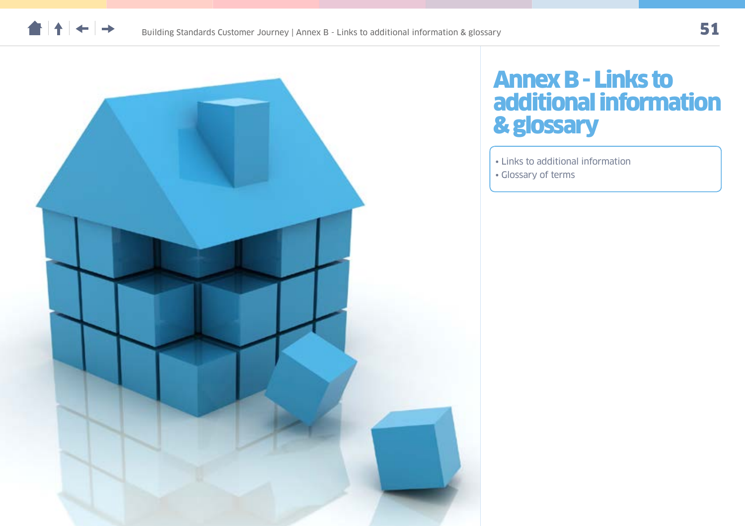# Annex B - Links to additional information & glossary

- Links to additional information
- Glossary of terms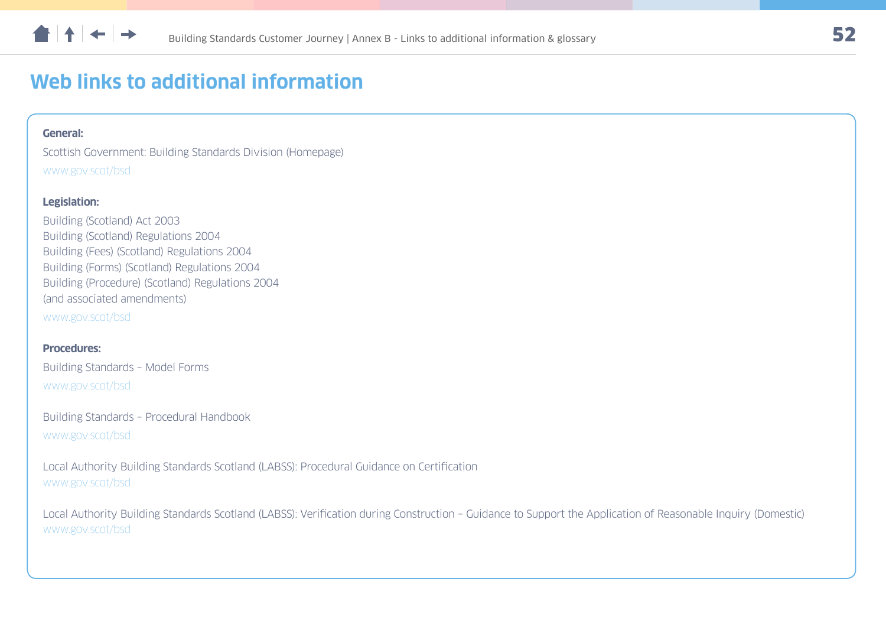# Web links to additional information

**General:**

Scottish Government: Building Standards Division (Homepage)
www.gov.scot/bsd

**Legislation:**

Building (Scotland) Act 2003
Building (Scotland) Regulations 2004
Building (Fees) (Scotland) Regulations 2004
Building (Forms) (Scotland) Regulations 2004
Building (Procedure) (Scotland) Regulations 2004
(and associated amendments)
www.gov.scot/bsd

**Procedures:**

Building Standards – Model Forms
www.gov.scot/bsd

Building Standards – Procedural Handbook
www.gov.scot/bsd

Local Authority Building Standards Scotland (LABSS): Procedural Guidance on Certification
www.gov.scot/bsd

Local Authority Building Standards Scotland (LABSS): Verification during Construction – Guidance to Support the Application of Reasonable Inquiry (Domestic)
www.gov.scot/bsd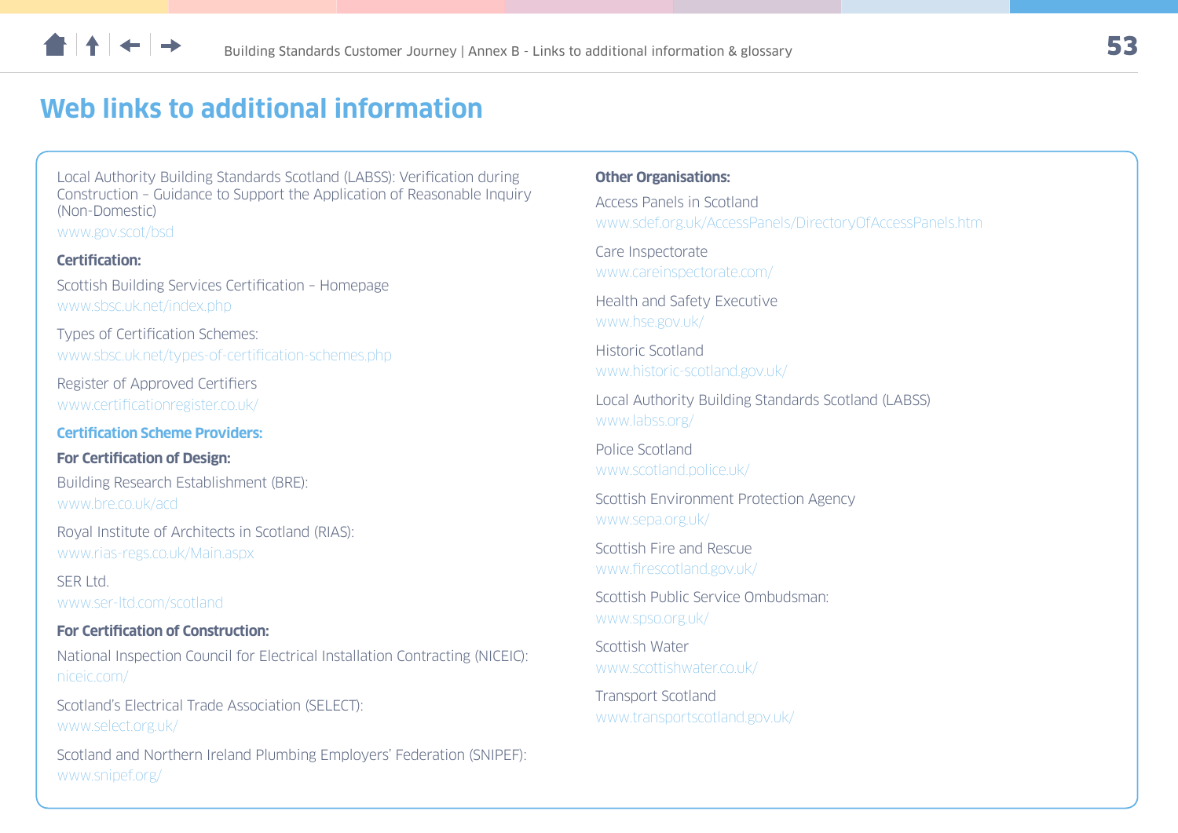# Web links to additional information

Local Authority Building Standards Scotland (LABSS): Verification during Construction – Guidance to Support the Application of Reasonable Inquiry (Non-Domestic)
www.gov.scot/bsd

**Certification:**

Scottish Building Services Certification – Homepage
www.sbsc.uk.net/index.php

Types of Certification Schemes:
www.sbsc.uk.net/types-of-certification-schemes.php

Register of Approved Certifiers
www.certificationregister.co.uk/

**Certification Scheme Providers:**

**For Certification of Design:**

Building Research Establishment (BRE):
www.bre.co.uk/acd

Royal Institute of Architects in Scotland (RIAS):
www.rias-regs.co.uk/Main.aspx

SER Ltd.
www.ser-ltd.com/scotland

**For Certification of Construction:**

National Inspection Council for Electrical Installation Contracting (NICEIC):
niceic.com/

Scotland's Electrical Trade Association (SELECT):
www.select.org.uk/

Scotland and Northern Ireland Plumbing Employers' Federation (SNIPEF):
www.snipef.org/

**Other Organisations:**

Access Panels in Scotland
www.sdef.org.uk/AccessPanels/DirectoryOfAccessPanels.htm

Care Inspectorate
www.careinspectorate.com/

Health and Safety Executive
www.hse.gov.uk/

Historic Scotland
www.historic-scotland.gov.uk/

Local Authority Building Standards Scotland (LABSS)
www.labss.org/

Police Scotland
www.scotland.police.uk/

Scottish Environment Protection Agency
www.sepa.org.uk/

Scottish Fire and Rescue
www.firescotland.gov.uk/

Scottish Public Service Ombudsman:
www.spso.org.uk/

Scottish Water
www.scottishwater.co.uk/

Transport Scotland
www.transportscotland.gov.uk/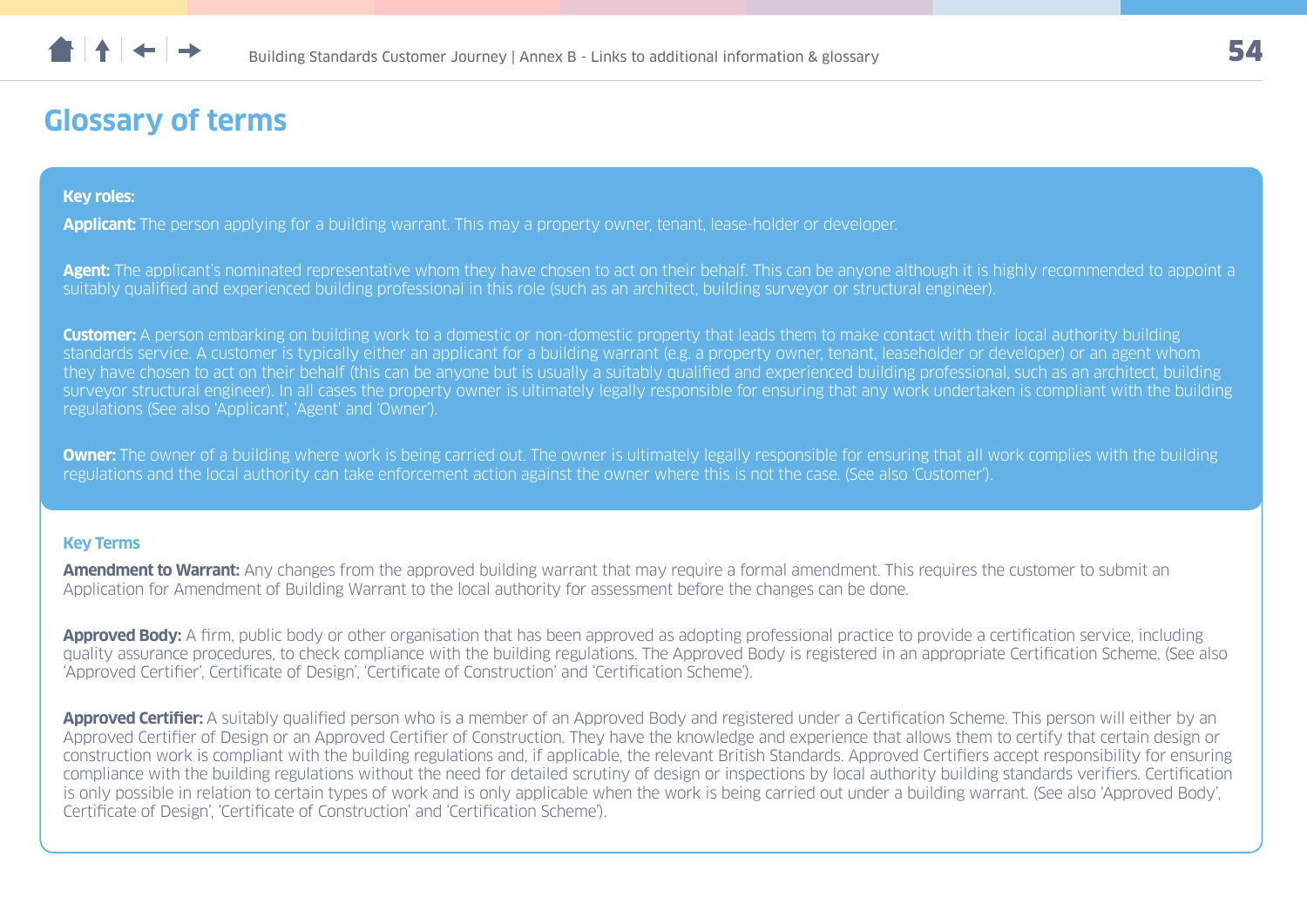# Glossary of terms

**Key roles:**

**Applicant:** The person applying for a building warrant. This may a property owner, tenant, lease-holder or developer.

**Agent:** The applicant's nominated representative whom they have chosen to act on their behalf. This can be anyone although it is highly recommended to appoint a suitably qualified and experienced building professional in this role (such as an architect, building surveyor or structural engineer).

**Customer:** A person embarking on building work to a domestic or non-domestic property that leads them to make contact with their local authority building standards service. A customer is typically either an applicant for a building warrant (e.g. a property owner, tenant, leaseholder or developer) or an agent whom they have chosen to act on their behalf (this can be anyone but is usually a suitably qualified and experienced building professional, such as an architect, building surveyor structural engineer). In all cases the property owner is ultimately legally responsible for ensuring that any work undertaken is compliant with the building regulations (See also 'Applicant', 'Agent' and 'Owner').

**Owner:** The owner of a building where work is being carried out. The owner is ultimately legally responsible for ensuring that all work complies with the building regulations and the local authority can take enforcement action against the owner where this is not the case. (See also 'Customer').

**Key Terms**

**Amendment to Warrant:** Any changes from the approved building warrant that may require a formal amendment. This requires the customer to submit an Application for Amendment of Building Warrant to the local authority for assessment before the changes can be done.

**Approved Body:** A firm, public body or other organisation that has been approved as adopting professional practice to provide a certification service, including quality assurance procedures, to check compliance with the building regulations. The Approved Body is registered in an appropriate Certification Scheme. (See also 'Approved Certifier', Certificate of Design', 'Certificate of Construction' and 'Certification Scheme').

**Approved Certifier:** A suitably qualified person who is a member of an Approved Body and registered under a Certification Scheme. This person will either by an Approved Certifier of Design or an Approved Certifier of Construction. They have the knowledge and experience that allows them to certify that certain design or construction work is compliant with the building regulations and, if applicable, the relevant British Standards. Approved Certifiers accept responsibility for ensuring compliance with the building regulations without the need for detailed scrutiny of design or inspections by local authority building standards verifiers. Certification is only possible in relation to certain types of work and is only applicable when the work is being carried out under a building warrant. (See also 'Approved Body', Certificate of Design', 'Certificate of Construction' and 'Certification Scheme').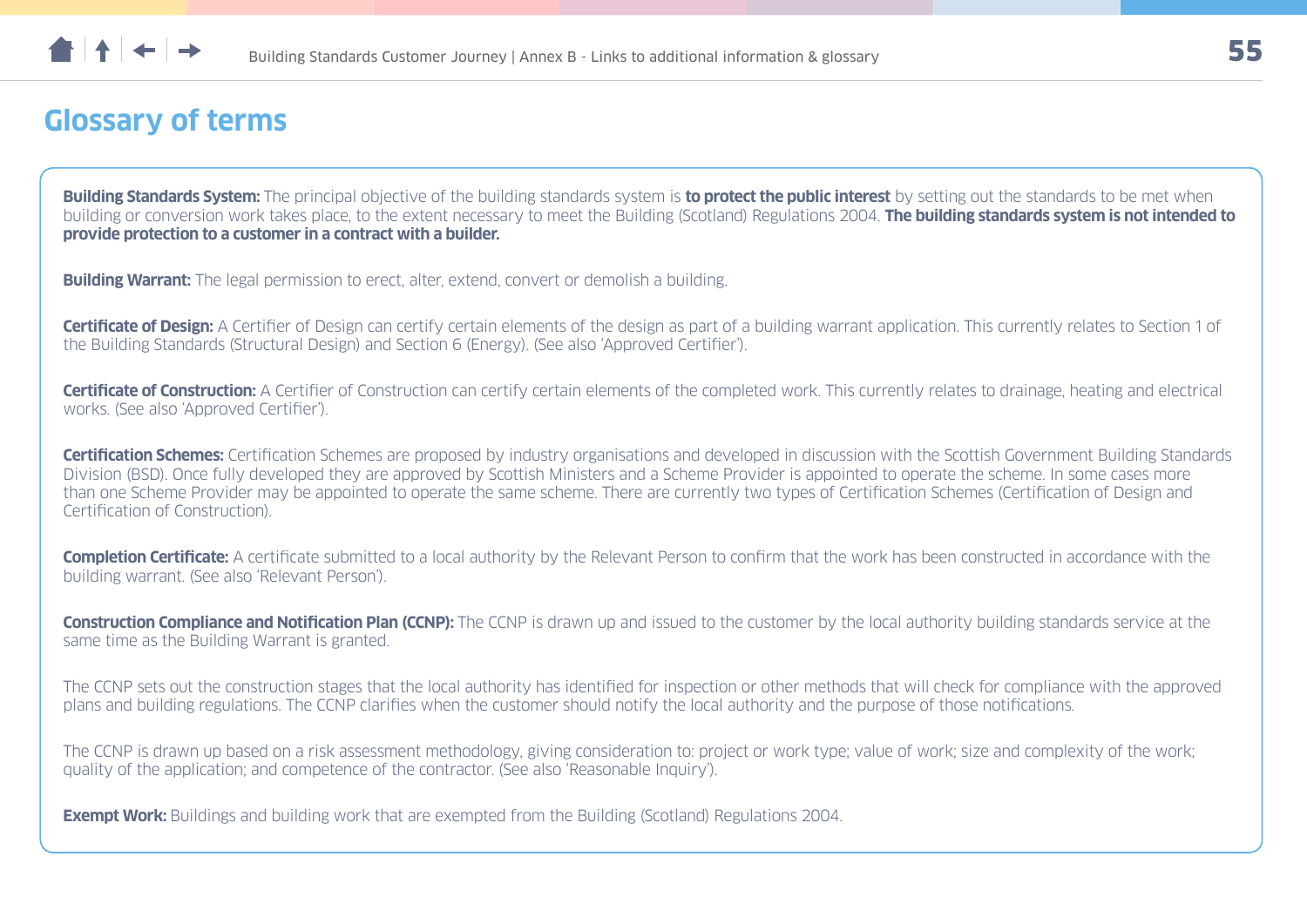## Glossary of terms

**Building Standards System:** The principal objective of the building standards system is **to protect the public interest** by setting out the standards to be met when building or conversion work takes place, to the extent necessary to meet the Building (Scotland) Regulations 2004. **The building standards system is not intended to provide protection to a customer in a contract with a builder.**

**Building Warrant:** The legal permission to erect, alter, extend, convert or demolish a building.

**Certificate of Design:** A Certifier of Design can certify certain elements of the design as part of a building warrant application. This currently relates to Section 1 of the Building Standards (Structural Design) and Section 6 (Energy). (See also 'Approved Certifier').

**Certificate of Construction:** A Certifier of Construction can certify certain elements of the completed work. This currently relates to drainage, heating and electrical works. (See also 'Approved Certifier').

**Certification Schemes:** Certification Schemes are proposed by industry organisations and developed in discussion with the Scottish Government Building Standards Division (BSD). Once fully developed they are approved by Scottish Ministers and a Scheme Provider is appointed to operate the scheme. In some cases more than one Scheme Provider may be appointed to operate the same scheme. There are currently two types of Certification Schemes (Certification of Design and Certification of Construction).

**Completion Certificate:** A certificate submitted to a local authority by the Relevant Person to confirm that the work has been constructed in accordance with the building warrant. (See also 'Relevant Person').

**Construction Compliance and Notification Plan (CCNP):** The CCNP is drawn up and issued to the customer by the local authority building standards service at the same time as the Building Warrant is granted.

The CCNP sets out the construction stages that the local authority has identified for inspection or other methods that will check for compliance with the approved plans and building regulations. The CCNP clarifies when the customer should notify the local authority and the purpose of those notifications.

The CCNP is drawn up based on a risk assessment methodology, giving consideration to: project or work type; value of work; size and complexity of the work; quality of the application; and competence of the contractor. (See also 'Reasonable Inquiry').

**Exempt Work:** Buildings and building work that are exempted from the Building (Scotland) Regulations 2004.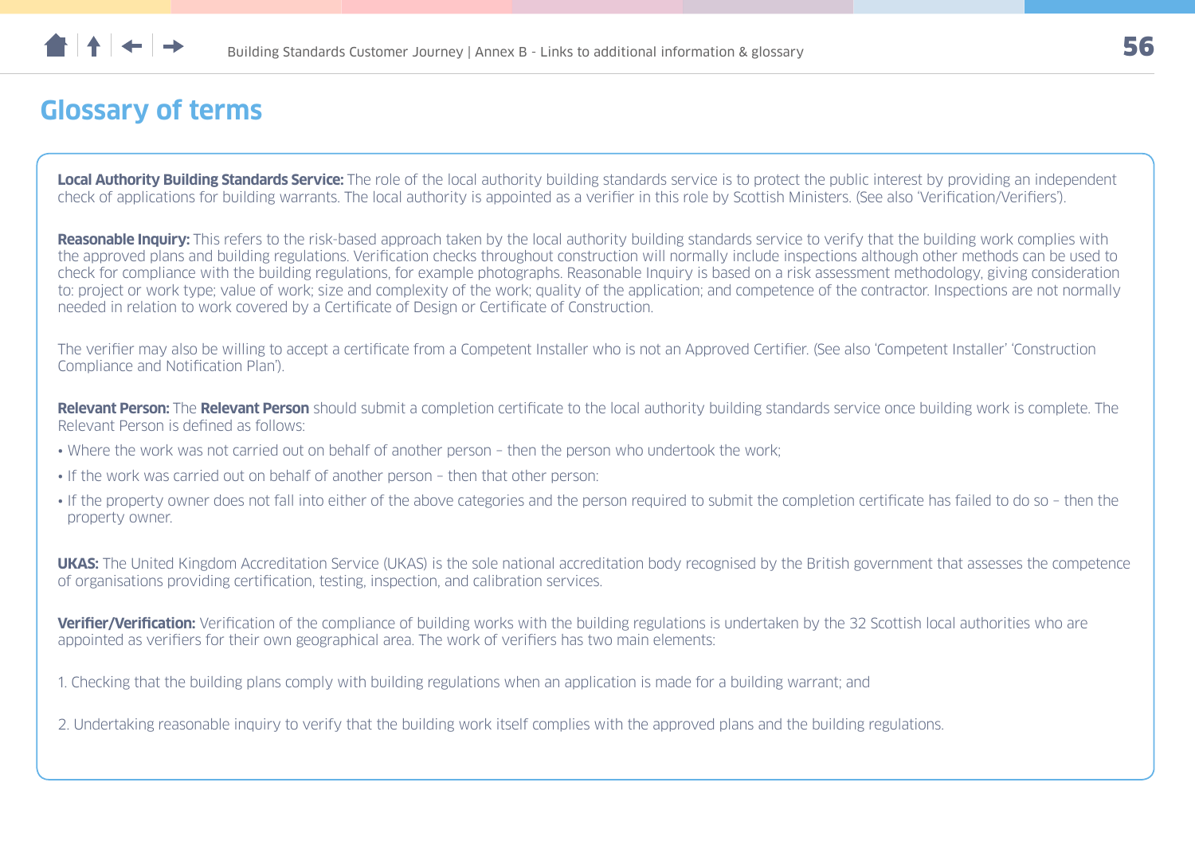## Glossary of terms

**Local Authority Building Standards Service:** The role of the local authority building standards service is to protect the public interest by providing an independent check of applications for building warrants. The local authority is appointed as a verifier in this role by Scottish Ministers. (See also 'Verification/Verifiers').

**Reasonable Inquiry:** This refers to the risk-based approach taken by the local authority building standards service to verify that the building work complies with the approved plans and building regulations. Verification checks throughout construction will normally include inspections although other methods can be used to check for compliance with the building regulations, for example photographs. Reasonable Inquiry is based on a risk assessment methodology, giving consideration to: project or work type; value of work; size and complexity of the work; quality of the application; and competence of the contractor. Inspections are not normally needed in relation to work covered by a Certificate of Design or Certificate of Construction.

The verifier may also be willing to accept a certificate from a Competent Installer who is not an Approved Certifier. (See also 'Competent Installer' 'Construction Compliance and Notification Plan').

**Relevant Person:** The **Relevant Person** should submit a completion certificate to the local authority building standards service once building work is complete. The Relevant Person is defined as follows:

- Where the work was not carried out on behalf of another person – then the person who undertook the work;
- If the work was carried out on behalf of another person – then that other person:
- If the property owner does not fall into either of the above categories and the person required to submit the completion certificate has failed to do so – then the property owner.

**UKAS:** The United Kingdom Accreditation Service (UKAS) is the sole national accreditation body recognised by the British government that assesses the competence of organisations providing certification, testing, inspection, and calibration services.

**Verifier/Verification:** Verification of the compliance of building works with the building regulations is undertaken by the 32 Scottish local authorities who are appointed as verifiers for their own geographical area. The work of verifiers has two main elements:

1. Checking that the building plans comply with building regulations when an application is made for a building warrant; and

2. Undertaking reasonable inquiry to verify that the building work itself complies with the approved plans and the building regulations.